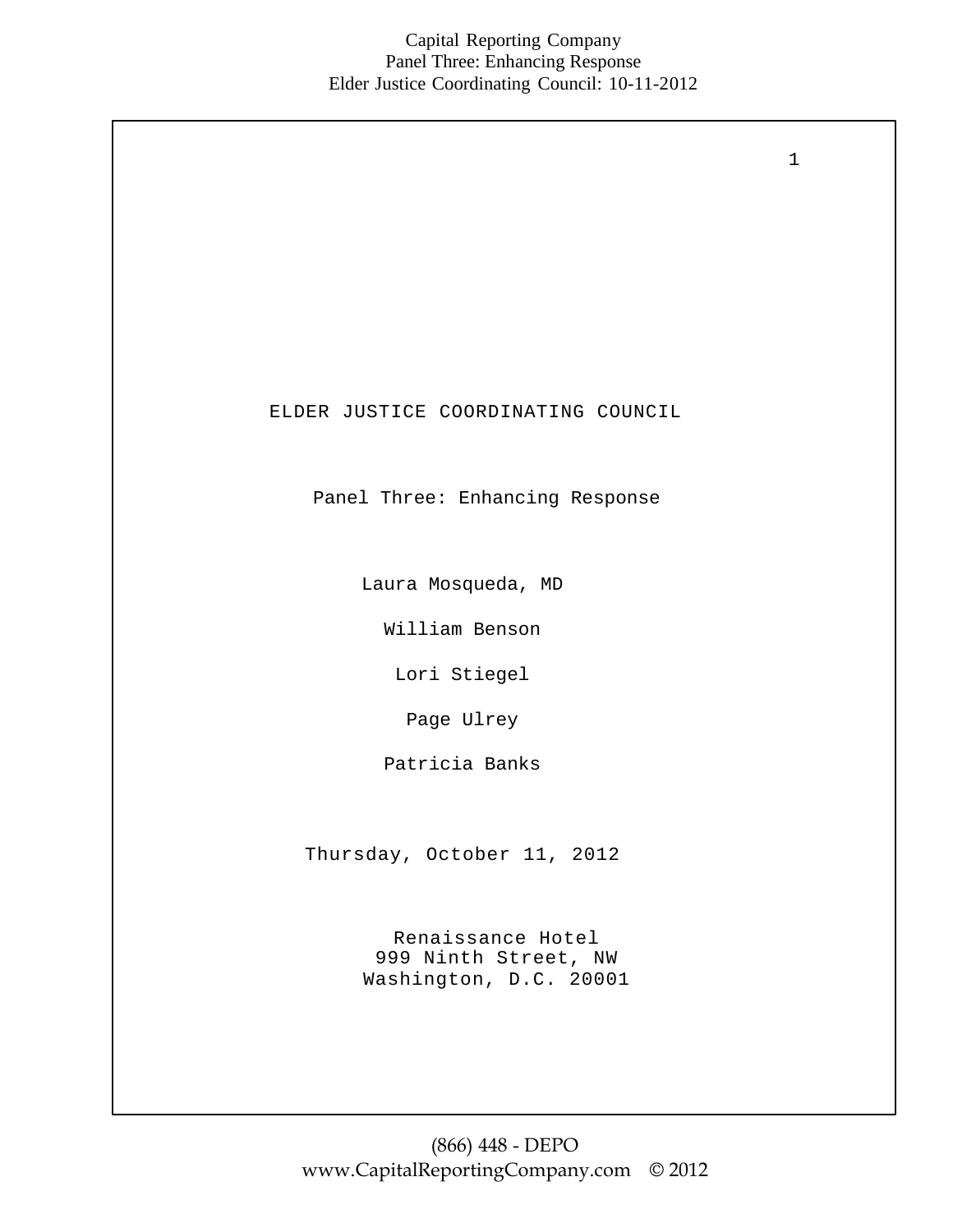# ELDER JUSTICE COORDINATING COUNCIL

## Panel Three: Enhancing Response

Laura Mosqueda, MD

William Benson

Lori Stiegel

Page Ulrey

Patricia Banks

Thursday, October 11, 2012

Renaissance Hotel
999 Ninth Street, NW
Washington, D.C. 20001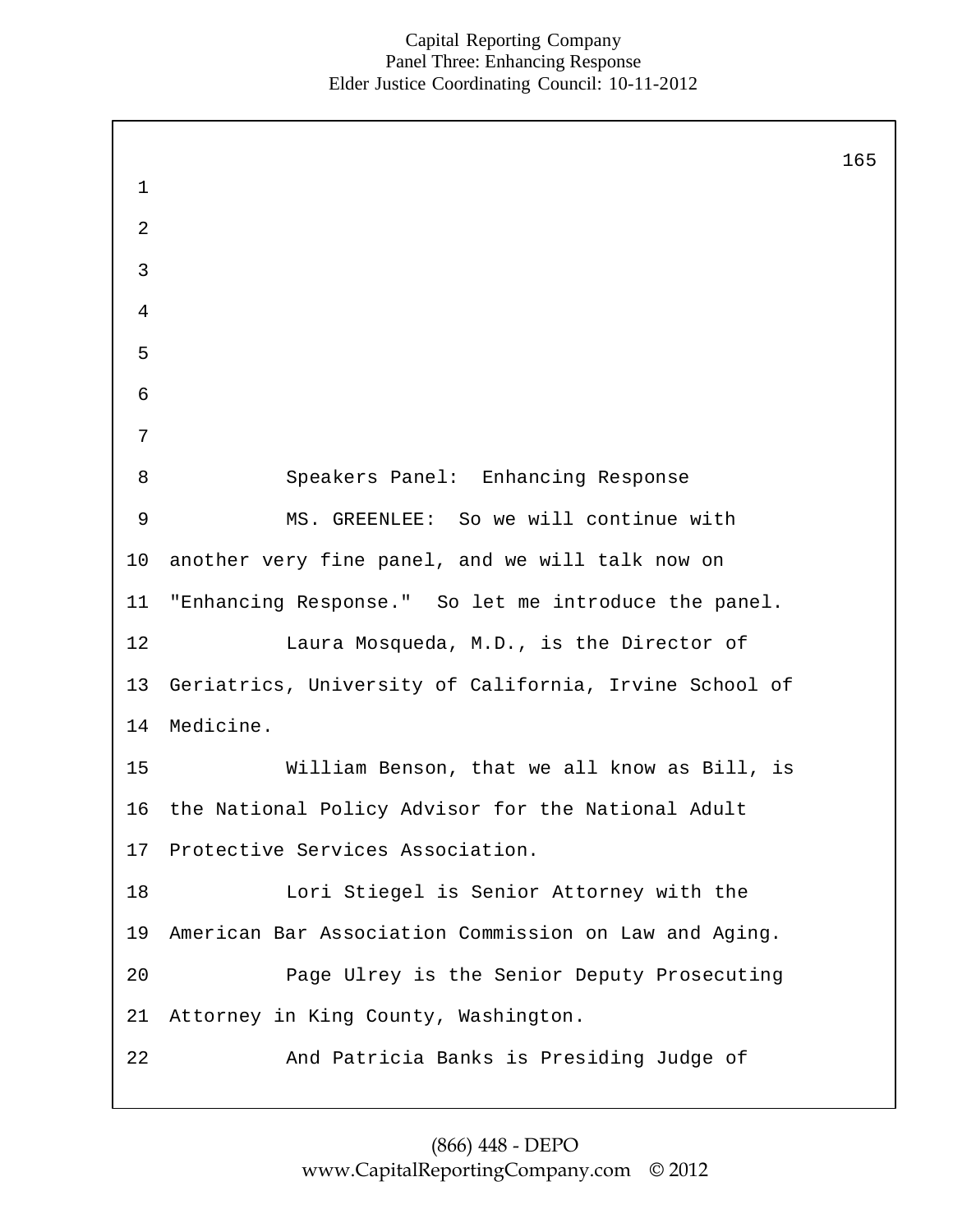Speakers Panel: Enhancing Response

MS. GREENLEE: So we will continue with another very fine panel, and we will talk now on "Enhancing Response." So let me introduce the panel.

Laura Mosqueda, M.D., is the Director of Geriatrics, University of California, Irvine School of Medicine.

William Benson, that we all know as Bill, is the National Policy Advisor for the National Adult Protective Services Association.

Lori Stiegel is Senior Attorney with the American Bar Association Commission on Law and Aging.

Page Ulrey is the Senior Deputy Prosecuting Attorney in King County, Washington.

And Patricia Banks is Presiding Judge of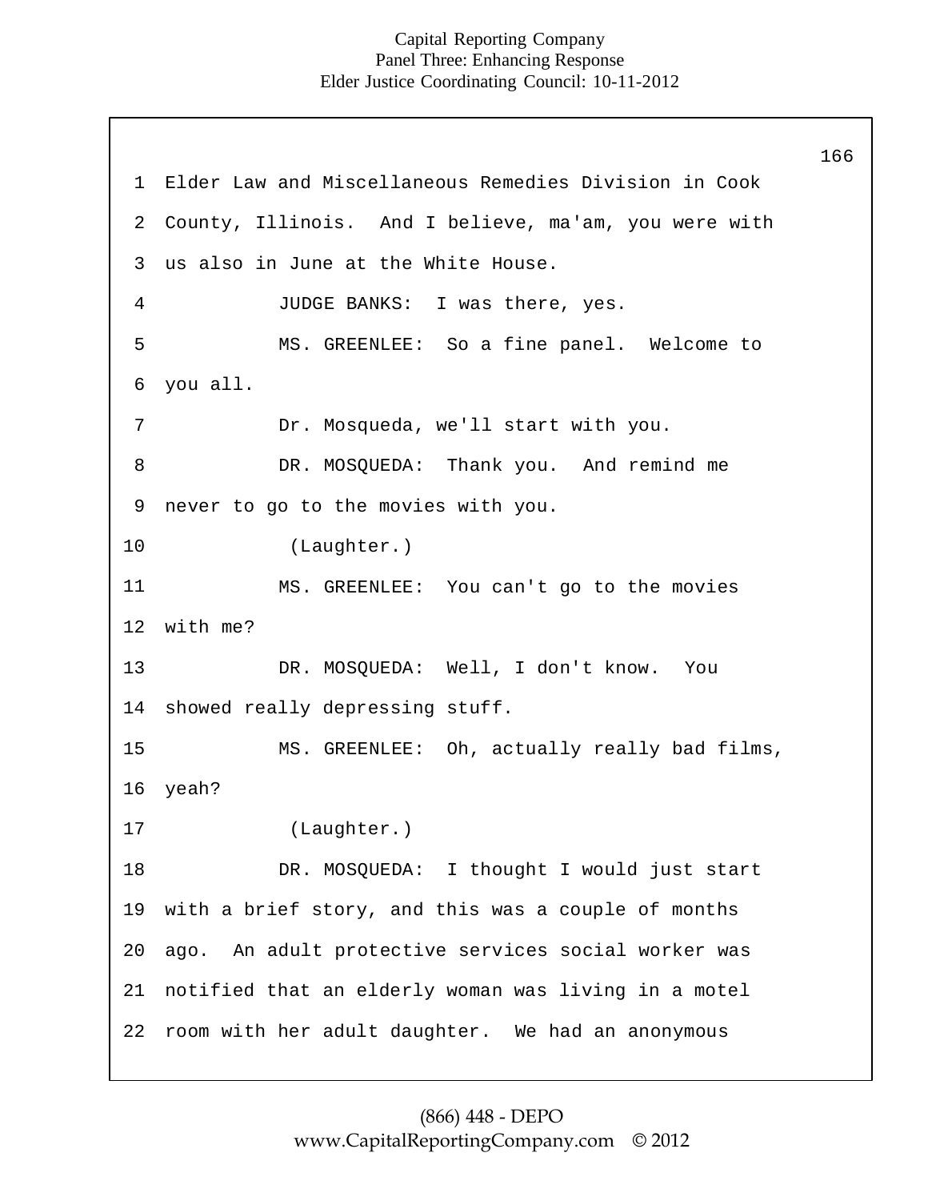Elder Law and Miscellaneous Remedies Division in Cook County, Illinois. And I believe, ma'am, you were with us also in June at the White House.

JUDGE BANKS: I was there, yes.

MS. GREENLEE: So a fine panel. Welcome to you all.

Dr. Mosqueda, we'll start with you.

DR. MOSQUEDA: Thank you. And remind me never to go to the movies with you.

(Laughter.)

MS. GREENLEE: You can't go to the movies with me?

DR. MOSQUEDA: Well, I don't know. You showed really depressing stuff.

MS. GREENLEE: Oh, actually really bad films, yeah?

(Laughter.)

DR. MOSQUEDA: I thought I would just start with a brief story, and this was a couple of months ago. An adult protective services social worker was notified that an elderly woman was living in a motel room with her adult daughter. We had an anonymous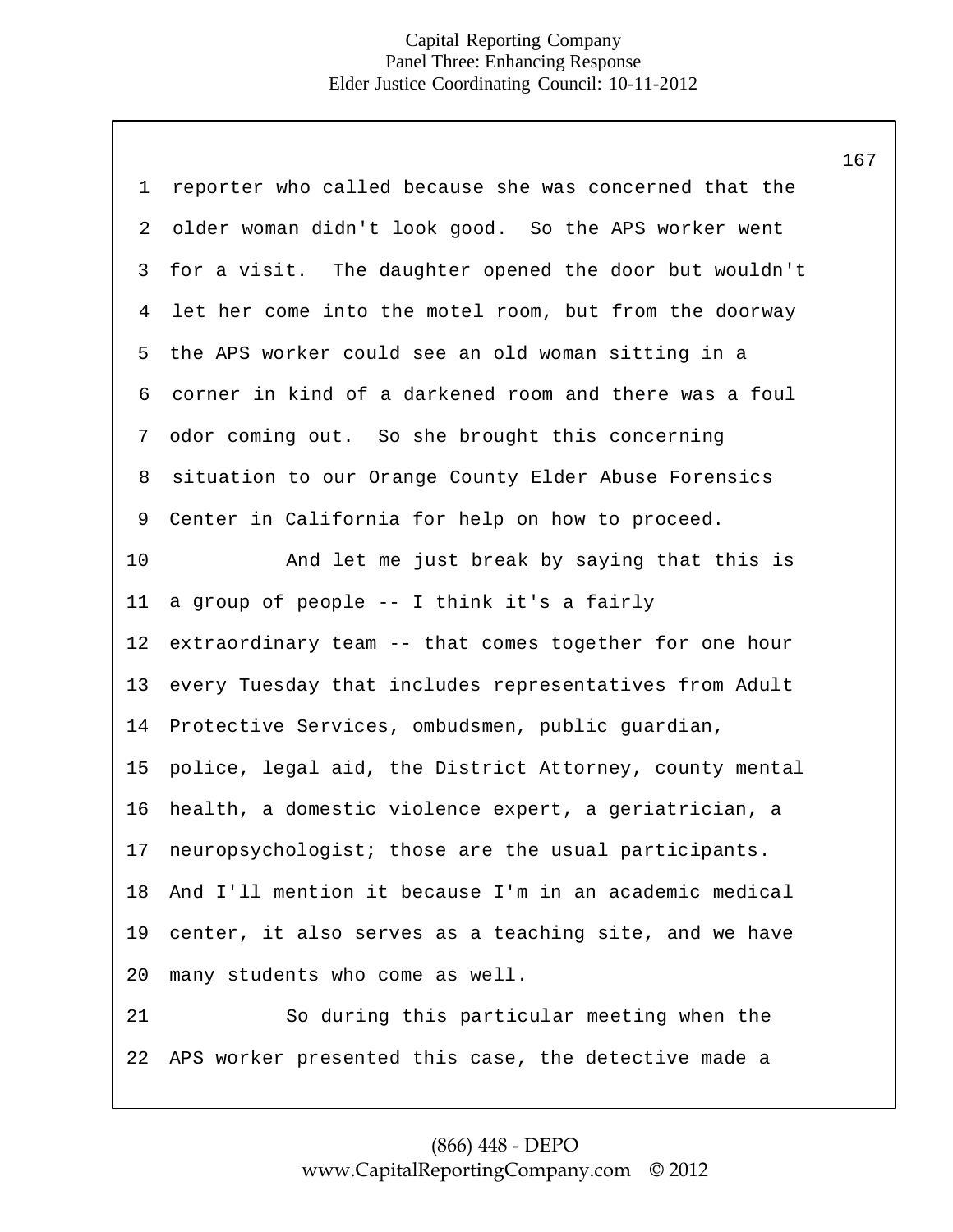reporter who called because she was concerned that the older woman didn't look good. So the APS worker went for a visit. The daughter opened the door but wouldn't let her come into the motel room, but from the doorway the APS worker could see an old woman sitting in a corner in kind of a darkened room and there was a foul odor coming out. So she brought this concerning situation to our Orange County Elder Abuse Forensics Center in California for help on how to proceed.

And let me just break by saying that this is a group of people -- I think it's a fairly extraordinary team -- that comes together for one hour every Tuesday that includes representatives from Adult Protective Services, ombudsmen, public guardian, police, legal aid, the District Attorney, county mental health, a domestic violence expert, a geriatrician, a neuropsychologist; those are the usual participants. And I'll mention it because I'm in an academic medical center, it also serves as a teaching site, and we have many students who come as well.

So during this particular meeting when the APS worker presented this case, the detective made a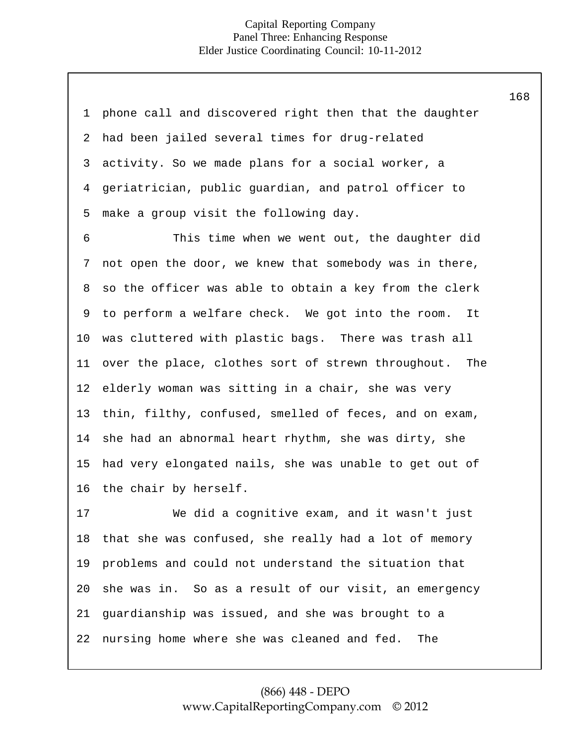phone call and discovered right then that the daughter had been jailed several times for drug-related activity. So we made plans for a social worker, a geriatrician, public guardian, and patrol officer to make a group visit the following day.

This time when we went out, the daughter did not open the door, we knew that somebody was in there, so the officer was able to obtain a key from the clerk to perform a welfare check. We got into the room. It was cluttered with plastic bags. There was trash all over the place, clothes sort of strewn throughout. The elderly woman was sitting in a chair, she was very thin, filthy, confused, smelled of feces, and on exam, she had an abnormal heart rhythm, she was dirty, she had very elongated nails, she was unable to get out of the chair by herself.

We did a cognitive exam, and it wasn't just that she was confused, she really had a lot of memory problems and could not understand the situation that she was in. So as a result of our visit, an emergency guardianship was issued, and she was brought to a nursing home where she was cleaned and fed. The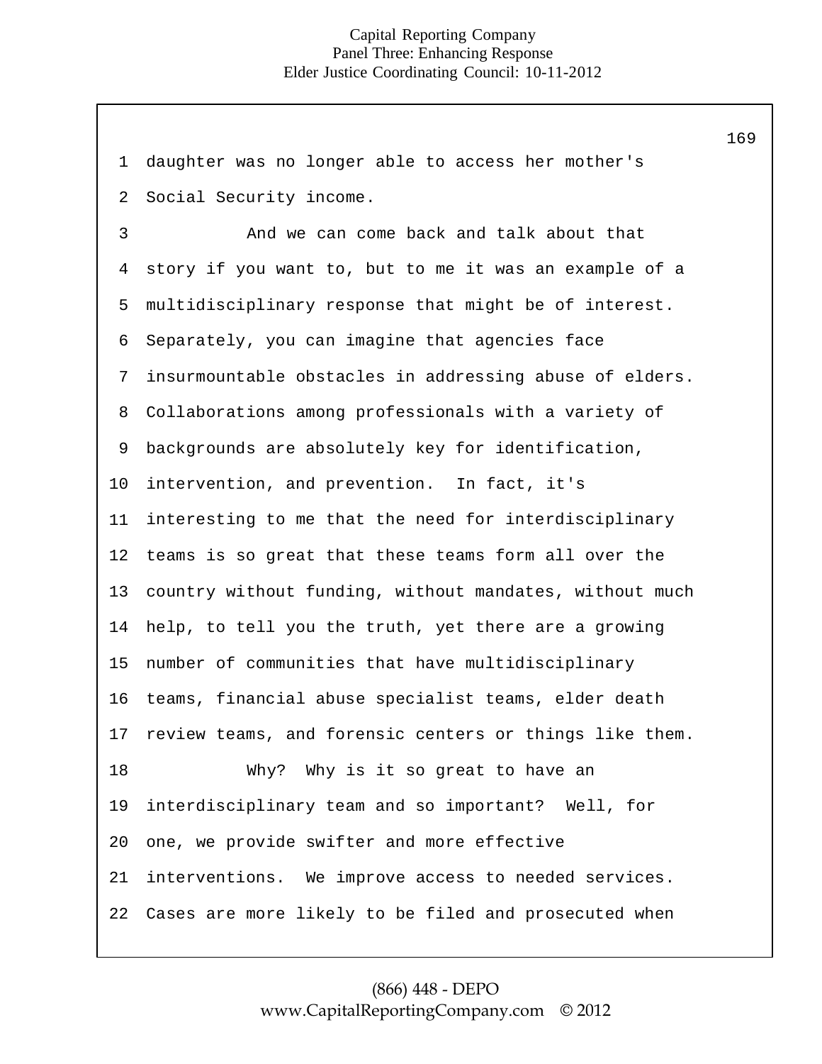daughter was no longer able to access her mother's Social Security income.

And we can come back and talk about that story if you want to, but to me it was an example of a multidisciplinary response that might be of interest. Separately, you can imagine that agencies face insurmountable obstacles in addressing abuse of elders. Collaborations among professionals with a variety of backgrounds are absolutely key for identification, intervention, and prevention. In fact, it's interesting to me that the need for interdisciplinary teams is so great that these teams form all over the country without funding, without mandates, without much help, to tell you the truth, yet there are a growing number of communities that have multidisciplinary teams, financial abuse specialist teams, elder death review teams, and forensic centers or things like them.

Why? Why is it so great to have an interdisciplinary team and so important? Well, for one, we provide swifter and more effective interventions. We improve access to needed services. Cases are more likely to be filed and prosecuted when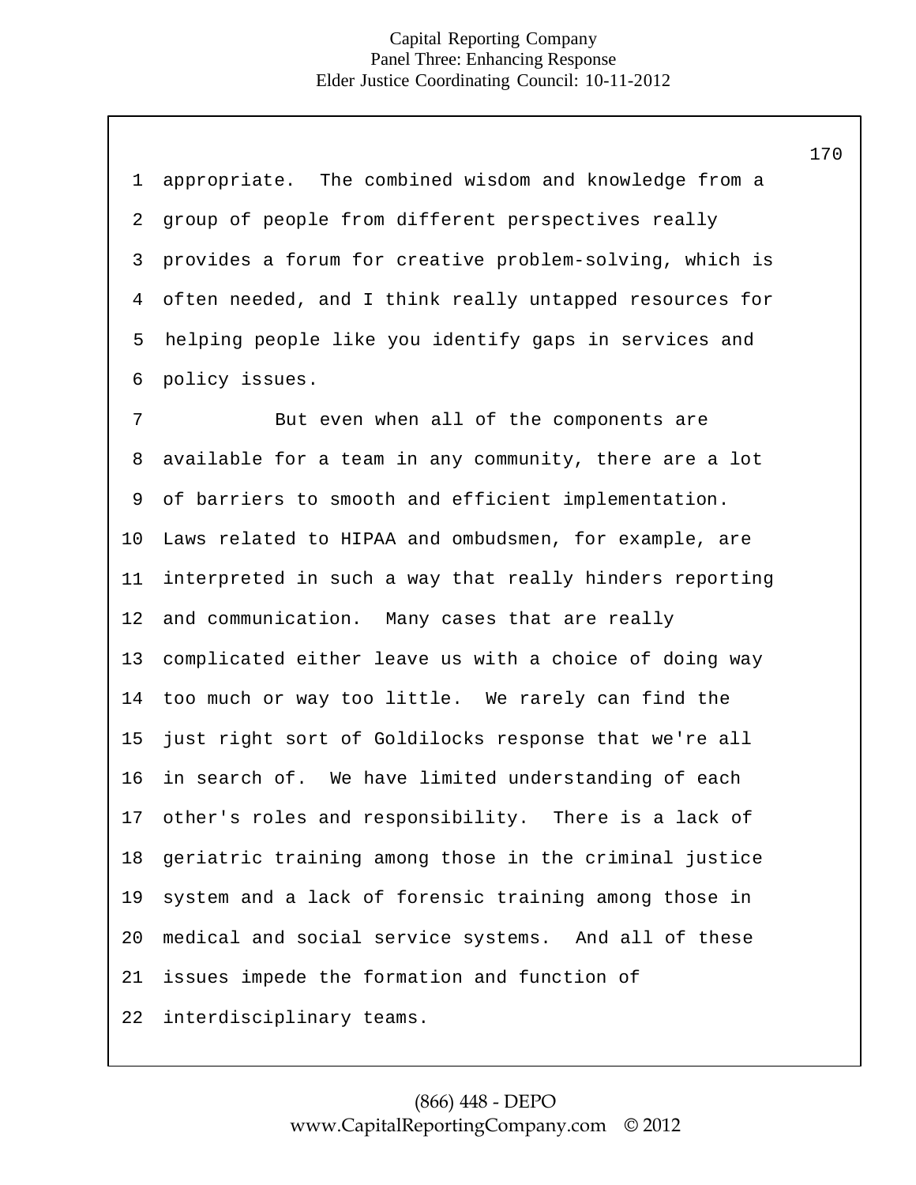appropriate. The combined wisdom and knowledge from a group of people from different perspectives really provides a forum for creative problem-solving, which is often needed, and I think really untapped resources for helping people like you identify gaps in services and policy issues.

But even when all of the components are available for a team in any community, there are a lot of barriers to smooth and efficient implementation. Laws related to HIPAA and ombudsmen, for example, are interpreted in such a way that really hinders reporting and communication. Many cases that are really complicated either leave us with a choice of doing way too much or way too little. We rarely can find the just right sort of Goldilocks response that we're all in search of. We have limited understanding of each other's roles and responsibility. There is a lack of geriatric training among those in the criminal justice system and a lack of forensic training among those in medical and social service systems. And all of these issues impede the formation and function of interdisciplinary teams.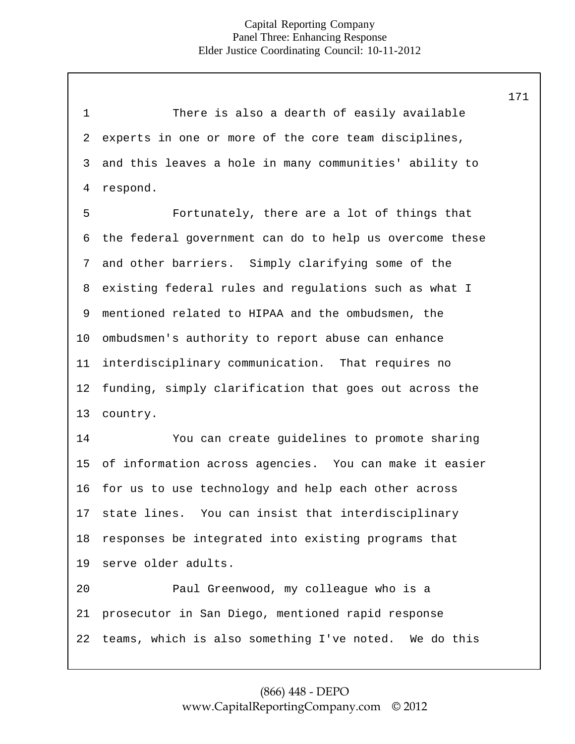There is also a dearth of easily available experts in one or more of the core team disciplines, and this leaves a hole in many communities' ability to respond.

Fortunately, there are a lot of things that the federal government can do to help us overcome these and other barriers. Simply clarifying some of the existing federal rules and regulations such as what I mentioned related to HIPAA and the ombudsmen, the ombudsmen's authority to report abuse can enhance interdisciplinary communication. That requires no funding, simply clarification that goes out across the country.

You can create guidelines to promote sharing of information across agencies. You can make it easier for us to use technology and help each other across state lines. You can insist that interdisciplinary responses be integrated into existing programs that serve older adults.

Paul Greenwood, my colleague who is a prosecutor in San Diego, mentioned rapid response teams, which is also something I've noted. We do this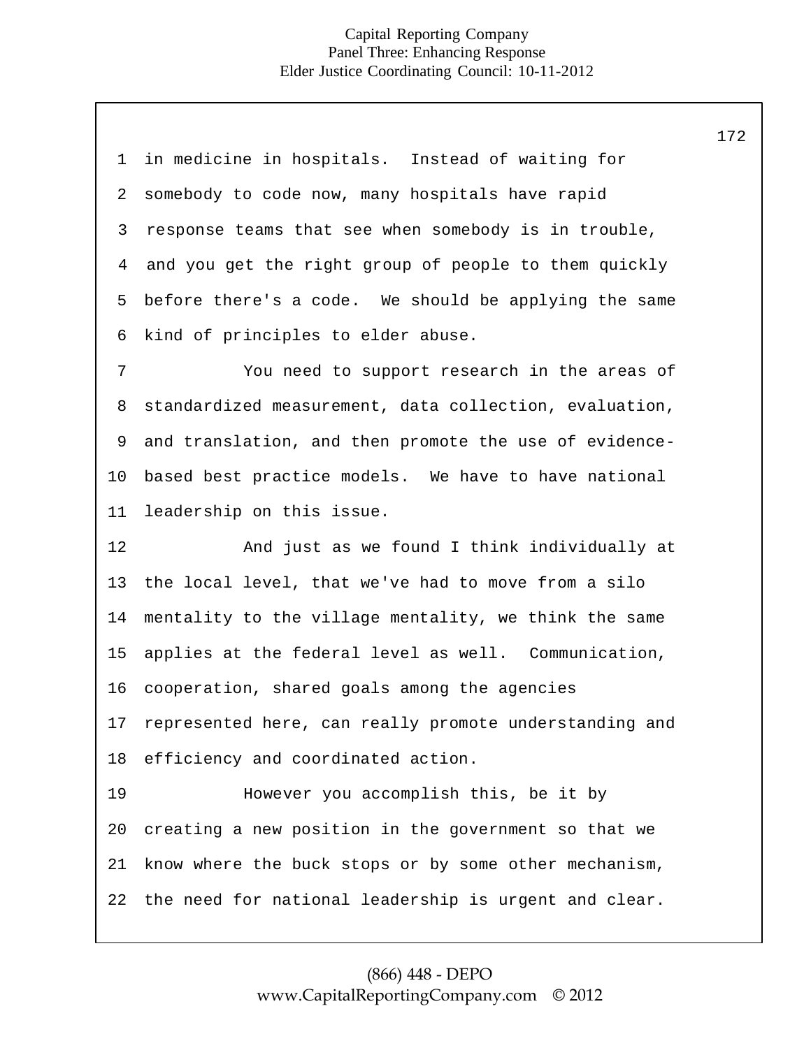in medicine in hospitals. Instead of waiting for somebody to code now, many hospitals have rapid response teams that see when somebody is in trouble, and you get the right group of people to them quickly before there's a code. We should be applying the same kind of principles to elder abuse.

You need to support research in the areas of standardized measurement, data collection, evaluation, and translation, and then promote the use of evidence-based best practice models. We have to have national leadership on this issue.

And just as we found I think individually at the local level, that we've had to move from a silo mentality to the village mentality, we think the same applies at the federal level as well. Communication, cooperation, shared goals among the agencies represented here, can really promote understanding and efficiency and coordinated action.

However you accomplish this, be it by creating a new position in the government so that we know where the buck stops or by some other mechanism, the need for national leadership is urgent and clear.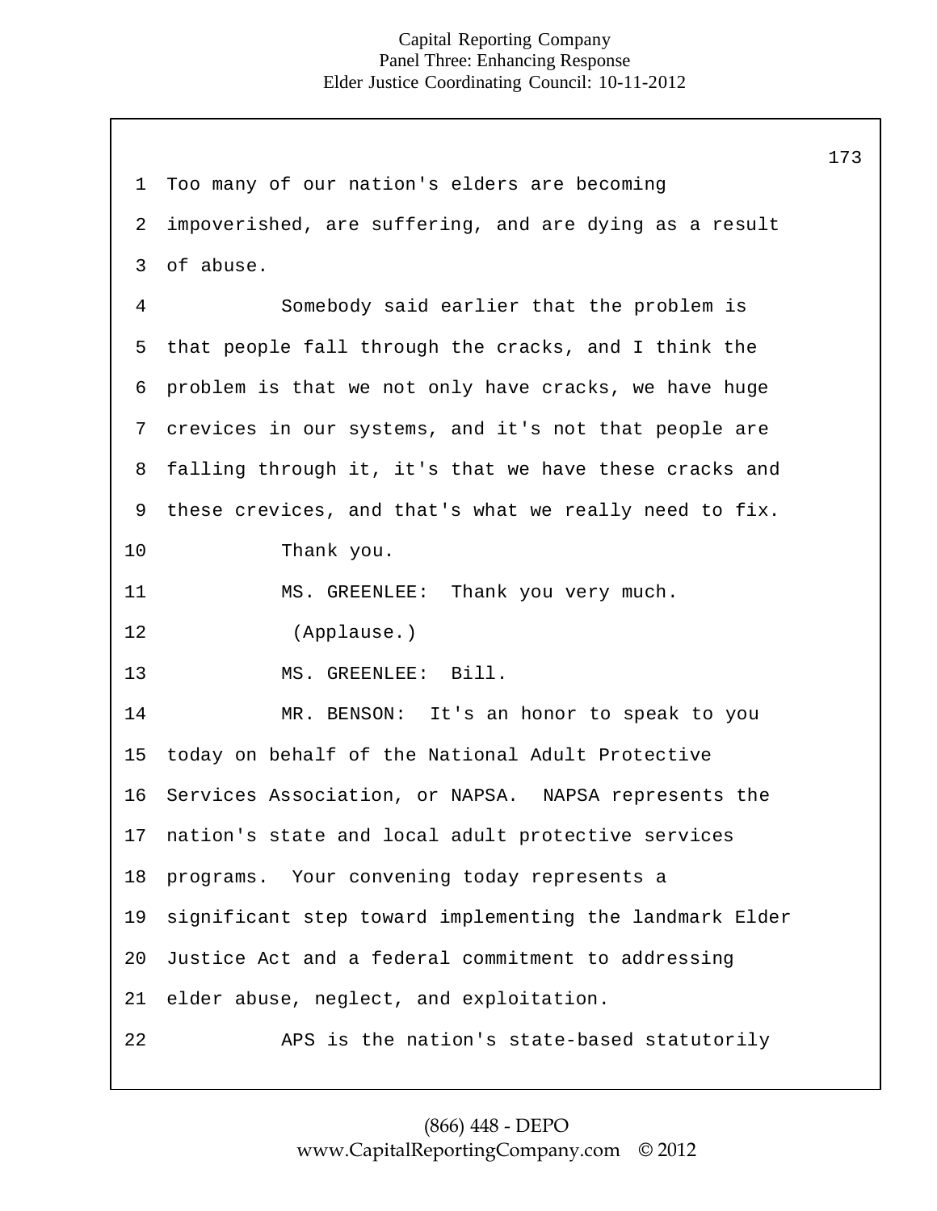Too many of our nation's elders are becoming impoverished, are suffering, and are dying as a result of abuse.

Somebody said earlier that the problem is that people fall through the cracks, and I think the problem is that we not only have cracks, we have huge crevices in our systems, and it's not that people are falling through it, it's that we have these cracks and these crevices, and that's what we really need to fix.

Thank you.

MS. GREENLEE: Thank you very much.

(Applause.)

MS. GREENLEE: Bill.

MR. BENSON: It's an honor to speak to you today on behalf of the National Adult Protective Services Association, or NAPSA. NAPSA represents the nation's state and local adult protective services programs. Your convening today represents a significant step toward implementing the landmark Elder Justice Act and a federal commitment to addressing elder abuse, neglect, and exploitation.

APS is the nation's state-based statutorily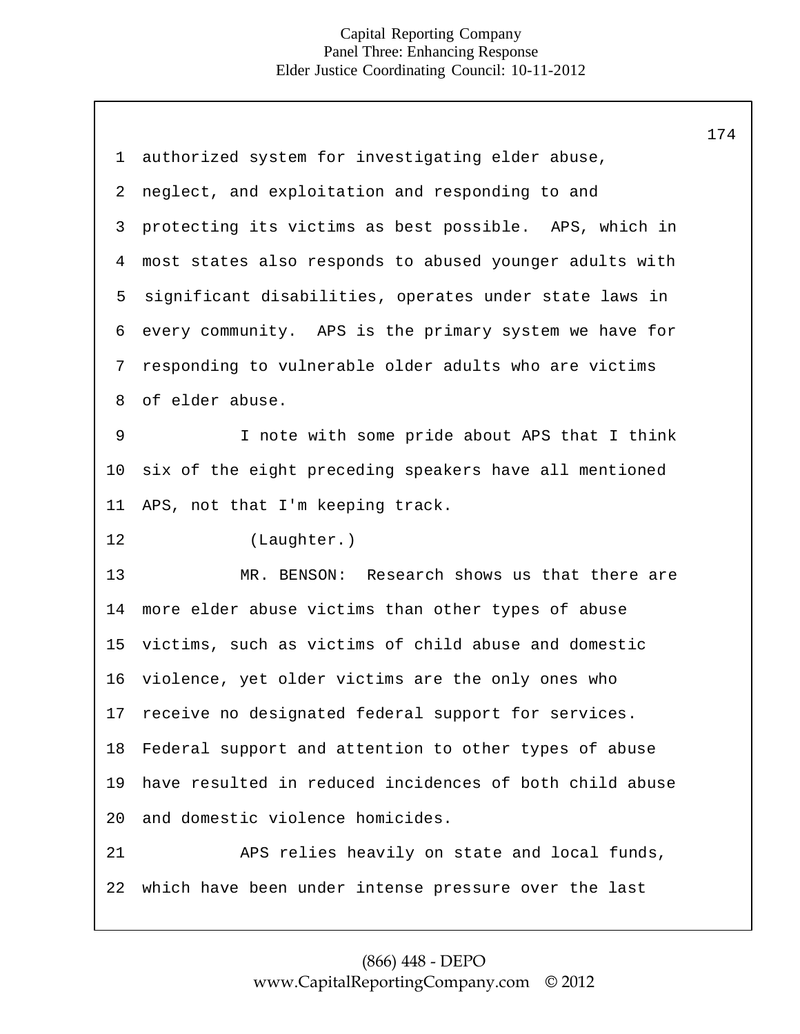authorized system for investigating elder abuse, neglect, and exploitation and responding to and protecting its victims as best possible. APS, which in most states also responds to abused younger adults with significant disabilities, operates under state laws in every community. APS is the primary system we have for responding to vulnerable older adults who are victims of elder abuse.

I note with some pride about APS that I think six of the eight preceding speakers have all mentioned APS, not that I'm keeping track.

(Laughter.)

MR. BENSON: Research shows us that there are more elder abuse victims than other types of abuse victims, such as victims of child abuse and domestic violence, yet older victims are the only ones who receive no designated federal support for services. Federal support and attention to other types of abuse have resulted in reduced incidences of both child abuse and domestic violence homicides.

APS relies heavily on state and local funds, which have been under intense pressure over the last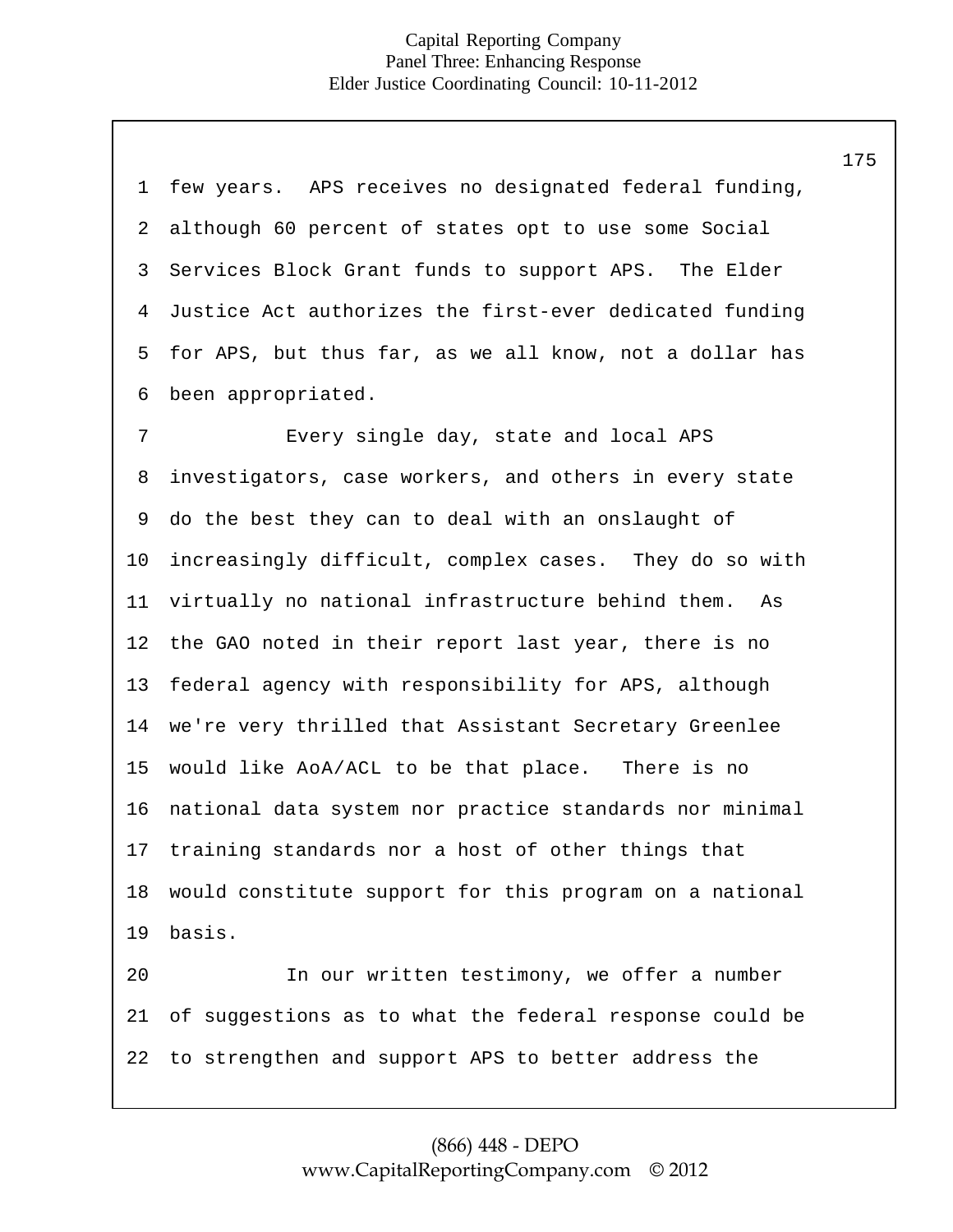few years. APS receives no designated federal funding, although 60 percent of states opt to use some Social Services Block Grant funds to support APS. The Elder Justice Act authorizes the first-ever dedicated funding for APS, but thus far, as we all know, not a dollar has been appropriated.

Every single day, state and local APS investigators, case workers, and others in every state do the best they can to deal with an onslaught of increasingly difficult, complex cases. They do so with virtually no national infrastructure behind them. As the GAO noted in their report last year, there is no federal agency with responsibility for APS, although we're very thrilled that Assistant Secretary Greenlee would like AoA/ACL to be that place. There is no national data system nor practice standards nor minimal training standards nor a host of other things that would constitute support for this program on a national basis.

In our written testimony, we offer a number of suggestions as to what the federal response could be to strengthen and support APS to better address the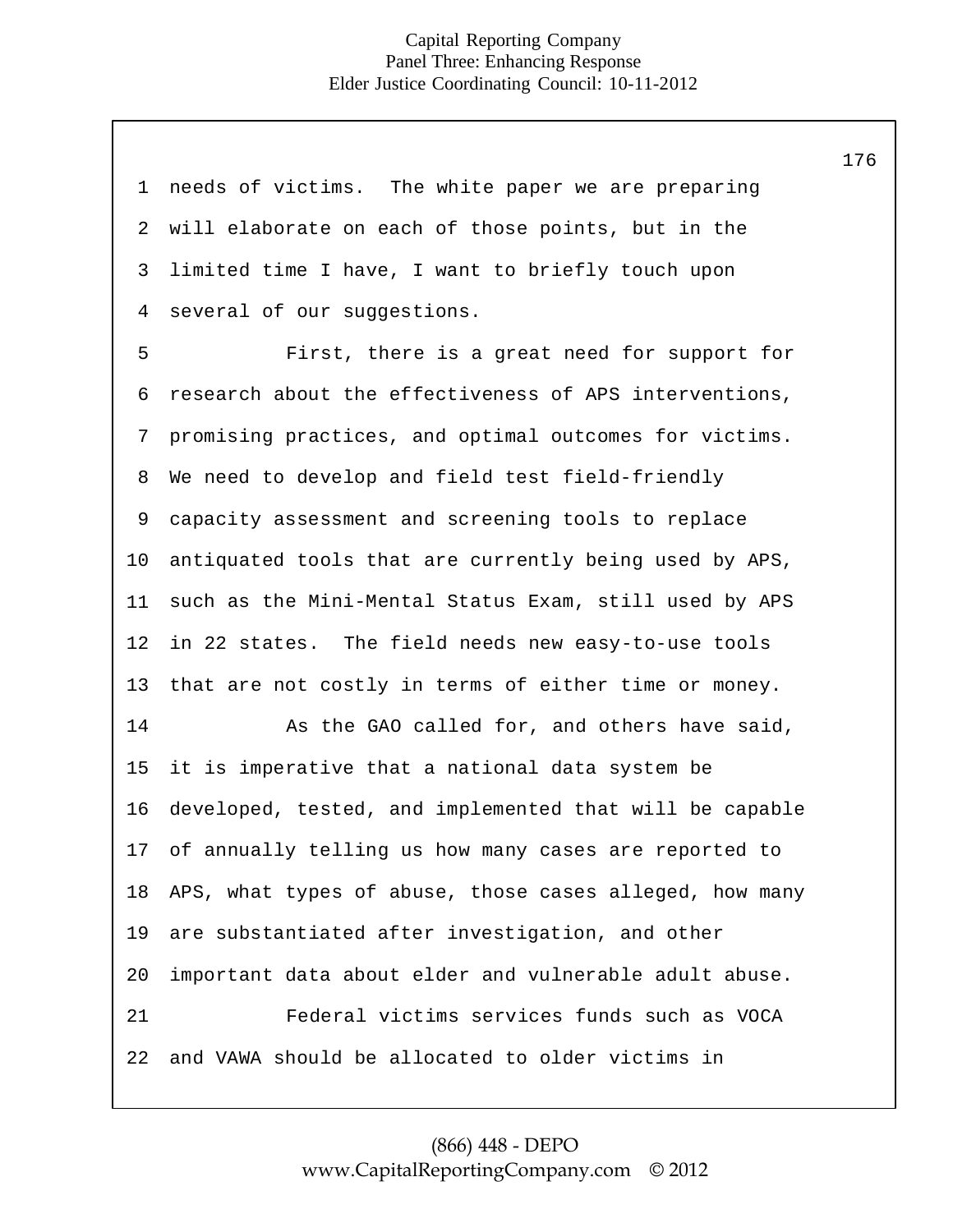needs of victims. The white paper we are preparing will elaborate on each of those points, but in the limited time I have, I want to briefly touch upon several of our suggestions.

First, there is a great need for support for research about the effectiveness of APS interventions, promising practices, and optimal outcomes for victims. We need to develop and field test field-friendly capacity assessment and screening tools to replace antiquated tools that are currently being used by APS, such as the Mini-Mental Status Exam, still used by APS in 22 states. The field needs new easy-to-use tools that are not costly in terms of either time or money.

As the GAO called for, and others have said, it is imperative that a national data system be developed, tested, and implemented that will be capable of annually telling us how many cases are reported to APS, what types of abuse, those cases alleged, how many are substantiated after investigation, and other important data about elder and vulnerable adult abuse.

Federal victims services funds such as VOCA and VAWA should be allocated to older victims in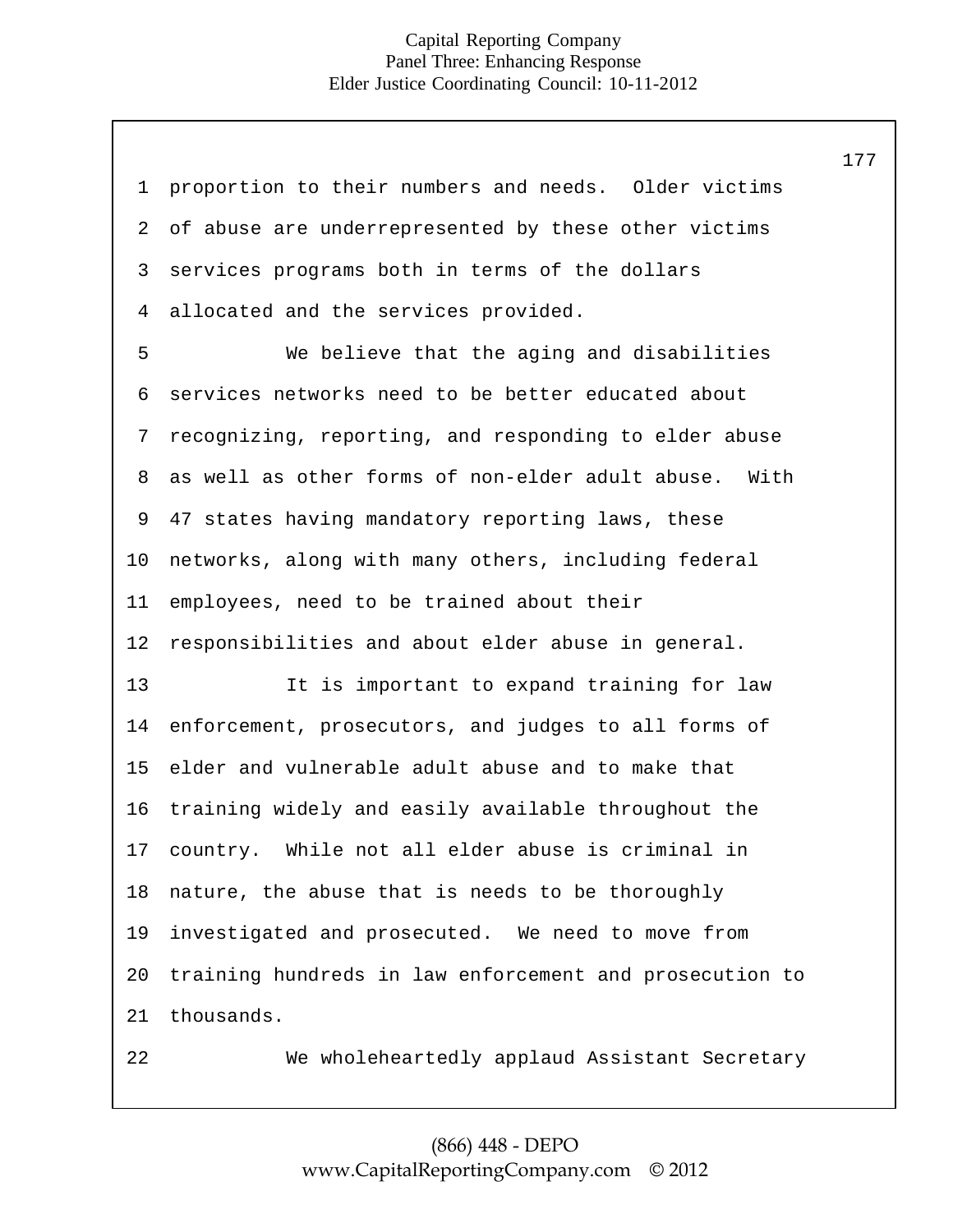proportion to their numbers and needs. Older victims of abuse are underrepresented by these other victims services programs both in terms of the dollars allocated and the services provided.

We believe that the aging and disabilities services networks need to be better educated about recognizing, reporting, and responding to elder abuse as well as other forms of non-elder adult abuse. With 47 states having mandatory reporting laws, these networks, along with many others, including federal employees, need to be trained about their responsibilities and about elder abuse in general.

It is important to expand training for law enforcement, prosecutors, and judges to all forms of elder and vulnerable adult abuse and to make that training widely and easily available throughout the country. While not all elder abuse is criminal in nature, the abuse that is needs to be thoroughly investigated and prosecuted. We need to move from training hundreds in law enforcement and prosecution to thousands.

We wholeheartedly applaud Assistant Secretary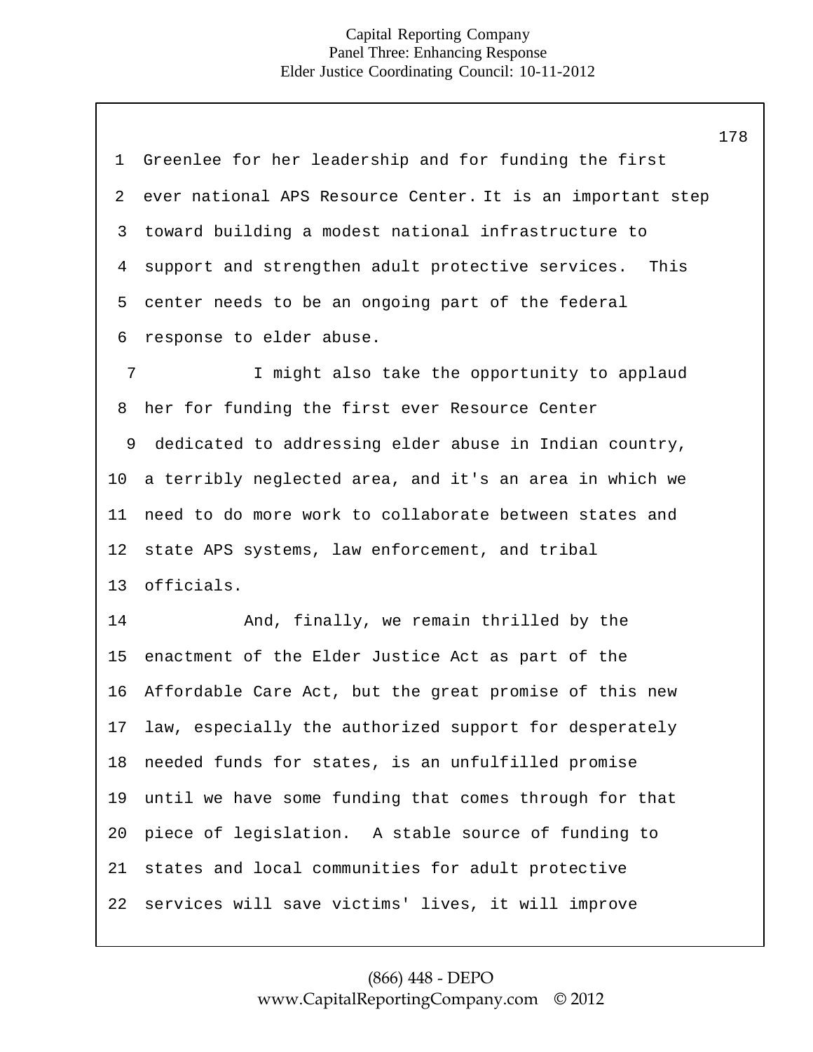Greenlee for her leadership and for funding the first ever national APS Resource Center. It is an important step toward building a modest national infrastructure to support and strengthen adult protective services. This center needs to be an ongoing part of the federal response to elder abuse.

I might also take the opportunity to applaud her for funding the first ever Resource Center dedicated to addressing elder abuse in Indian country, a terribly neglected area, and it's an area in which we need to do more work to collaborate between states and state APS systems, law enforcement, and tribal officials.

And, finally, we remain thrilled by the enactment of the Elder Justice Act as part of the Affordable Care Act, but the great promise of this new law, especially the authorized support for desperately needed funds for states, is an unfulfilled promise until we have some funding that comes through for that piece of legislation. A stable source of funding to states and local communities for adult protective services will save victims' lives, it will improve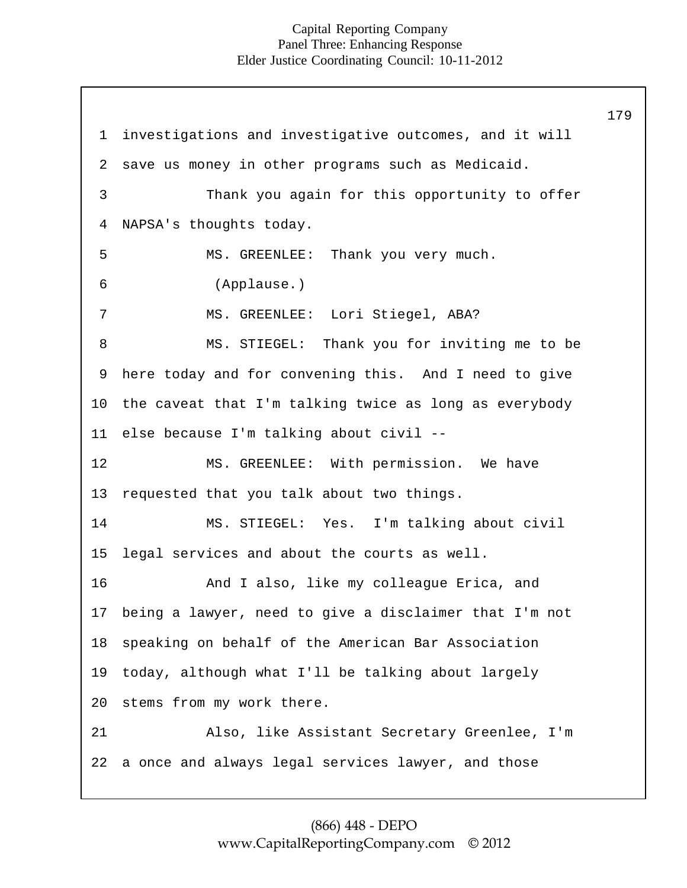investigations and investigative outcomes, and it will save us money in other programs such as Medicaid.

Thank you again for this opportunity to offer NAPSA's thoughts today.

MS. GREENLEE: Thank you very much.

(Applause.)

MS. GREENLEE: Lori Stiegel, ABA?

MS. STIEGEL: Thank you for inviting me to be here today and for convening this. And I need to give the caveat that I'm talking twice as long as everybody else because I'm talking about civil --

MS. GREENLEE: With permission. We have requested that you talk about two things.

MS. STIEGEL: Yes. I'm talking about civil legal services and about the courts as well.

And I also, like my colleague Erica, and being a lawyer, need to give a disclaimer that I'm not speaking on behalf of the American Bar Association today, although what I'll be talking about largely stems from my work there.

Also, like Assistant Secretary Greenlee, I'm a once and always legal services lawyer, and those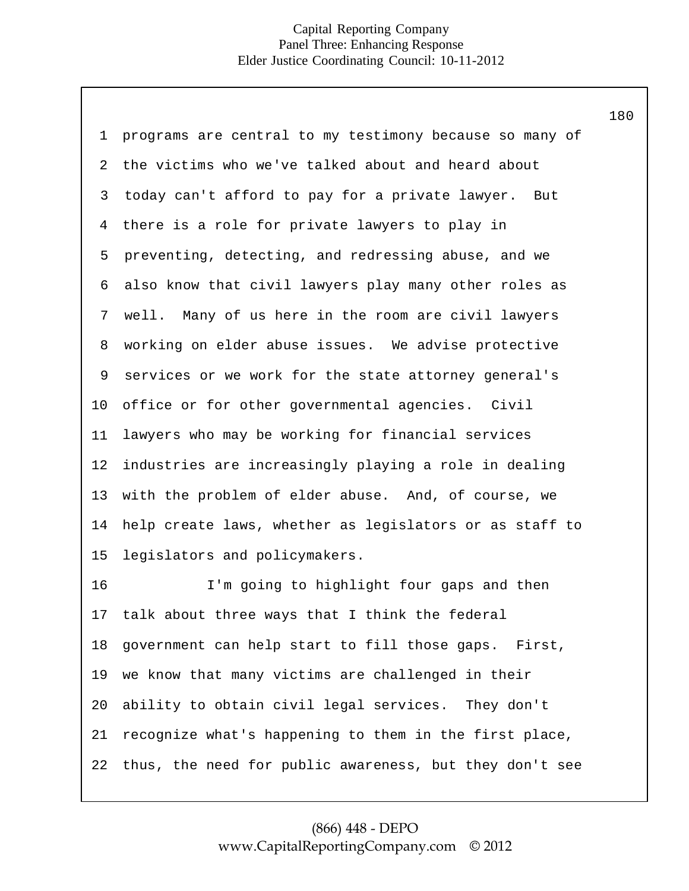programs are central to my testimony because so many of the victims who we've talked about and heard about today can't afford to pay for a private lawyer. But there is a role for private lawyers to play in preventing, detecting, and redressing abuse, and we also know that civil lawyers play many other roles as well. Many of us here in the room are civil lawyers working on elder abuse issues. We advise protective services or we work for the state attorney general's office or for other governmental agencies. Civil lawyers who may be working for financial services industries are increasingly playing a role in dealing with the problem of elder abuse. And, of course, we help create laws, whether as legislators or as staff to legislators and policymakers.

I'm going to highlight four gaps and then talk about three ways that I think the federal government can help start to fill those gaps. First, we know that many victims are challenged in their ability to obtain civil legal services. They don't recognize what's happening to them in the first place, thus, the need for public awareness, but they don't see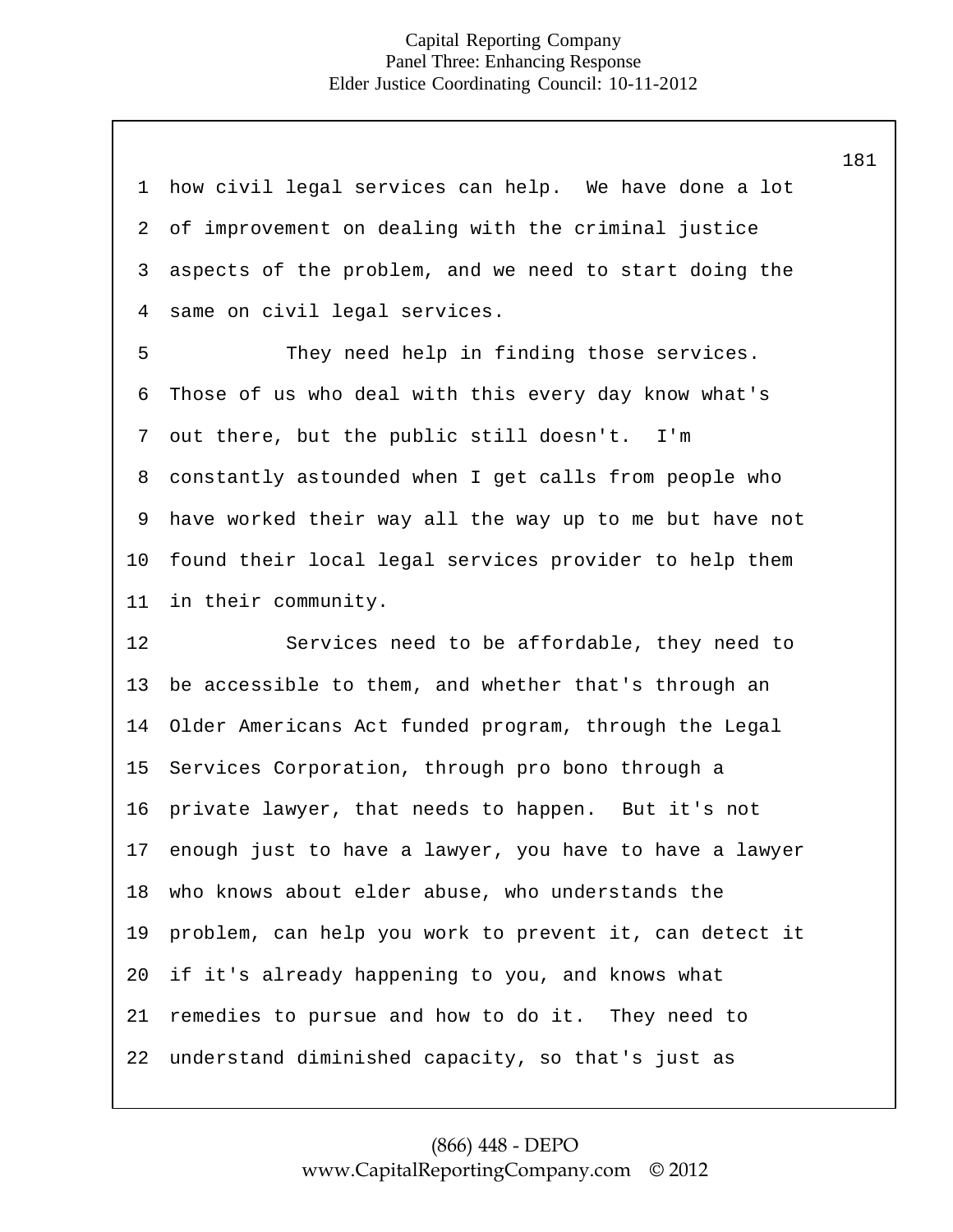how civil legal services can help. We have done a lot of improvement on dealing with the criminal justice aspects of the problem, and we need to start doing the same on civil legal services.

They need help in finding those services. Those of us who deal with this every day know what's out there, but the public still doesn't. I'm constantly astounded when I get calls from people who have worked their way all the way up to me but have not found their local legal services provider to help them in their community.

Services need to be affordable, they need to be accessible to them, and whether that's through an Older Americans Act funded program, through the Legal Services Corporation, through pro bono through a private lawyer, that needs to happen. But it's not enough just to have a lawyer, you have to have a lawyer who knows about elder abuse, who understands the problem, can help you work to prevent it, can detect it if it's already happening to you, and knows what remedies to pursue and how to do it. They need to understand diminished capacity, so that's just as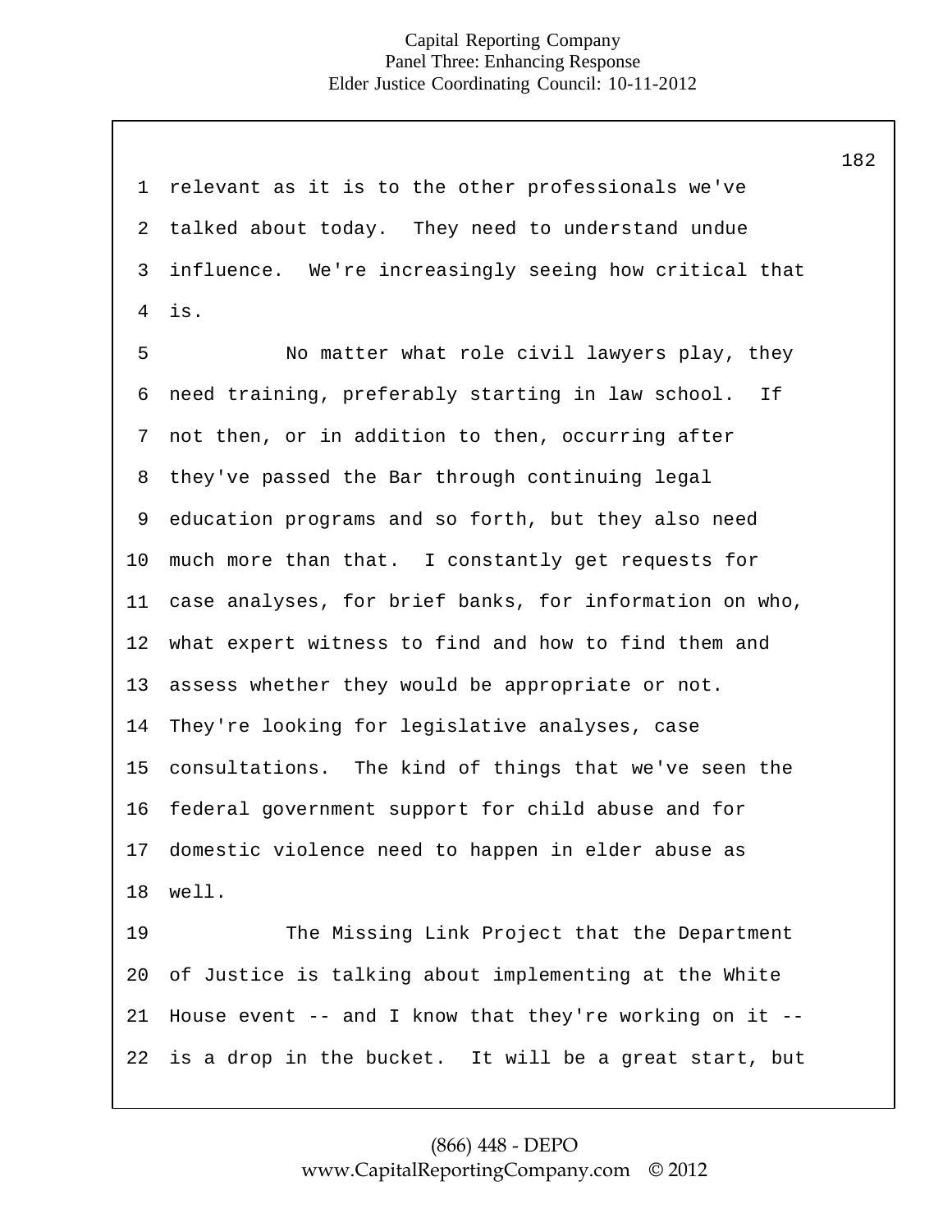relevant as it is to the other professionals we've talked about today. They need to understand undue influence. We're increasingly seeing how critical that is.

No matter what role civil lawyers play, they need training, preferably starting in law school. If not then, or in addition to then, occurring after they've passed the Bar through continuing legal education programs and so forth, but they also need much more than that. I constantly get requests for case analyses, for brief banks, for information on who, what expert witness to find and how to find them and assess whether they would be appropriate or not. They're looking for legislative analyses, case consultations. The kind of things that we've seen the federal government support for child abuse and for domestic violence need to happen in elder abuse as well.

The Missing Link Project that the Department of Justice is talking about implementing at the White House event -- and I know that they're working on it -- is a drop in the bucket. It will be a great start, but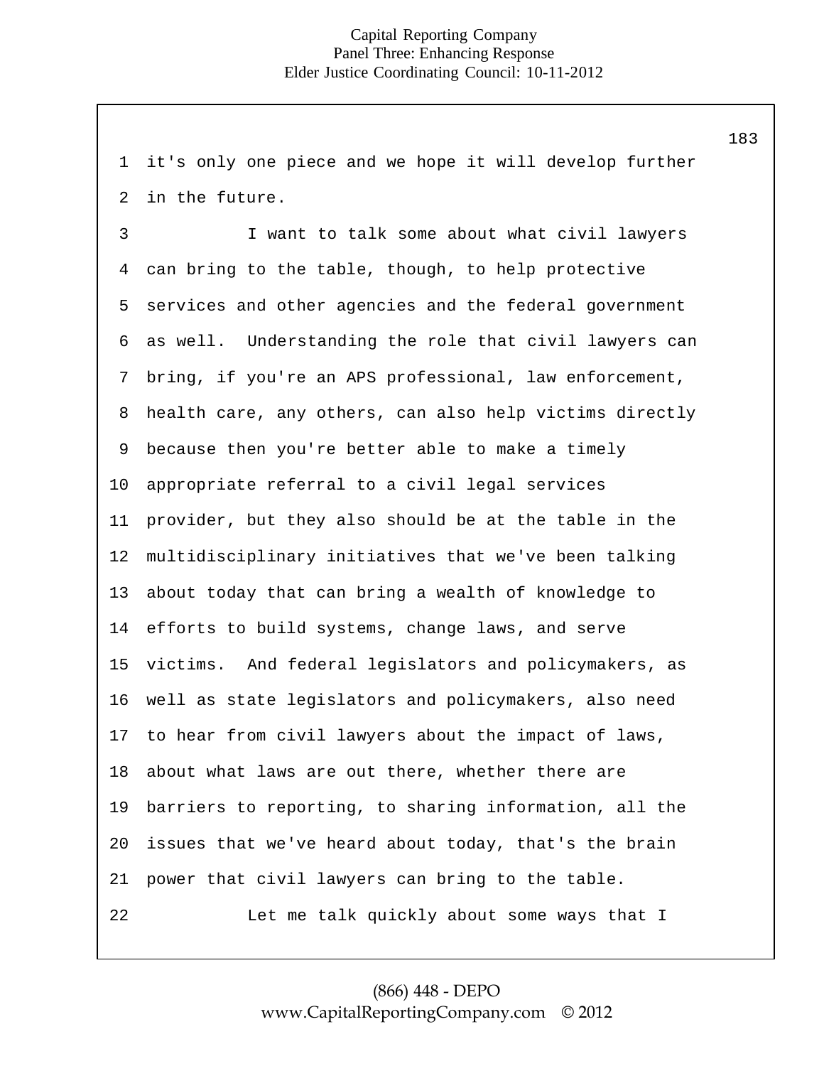it's only one piece and we hope it will develop further in the future.

I want to talk some about what civil lawyers can bring to the table, though, to help protective services and other agencies and the federal government as well. Understanding the role that civil lawyers can bring, if you're an APS professional, law enforcement, health care, any others, can also help victims directly because then you're better able to make a timely appropriate referral to a civil legal services provider, but they also should be at the table in the multidisciplinary initiatives that we've been talking about today that can bring a wealth of knowledge to efforts to build systems, change laws, and serve victims. And federal legislators and policymakers, as well as state legislators and policymakers, also need to hear from civil lawyers about the impact of laws, about what laws are out there, whether there are barriers to reporting, to sharing information, all the issues that we've heard about today, that's the brain power that civil lawyers can bring to the table.

Let me talk quickly about some ways that I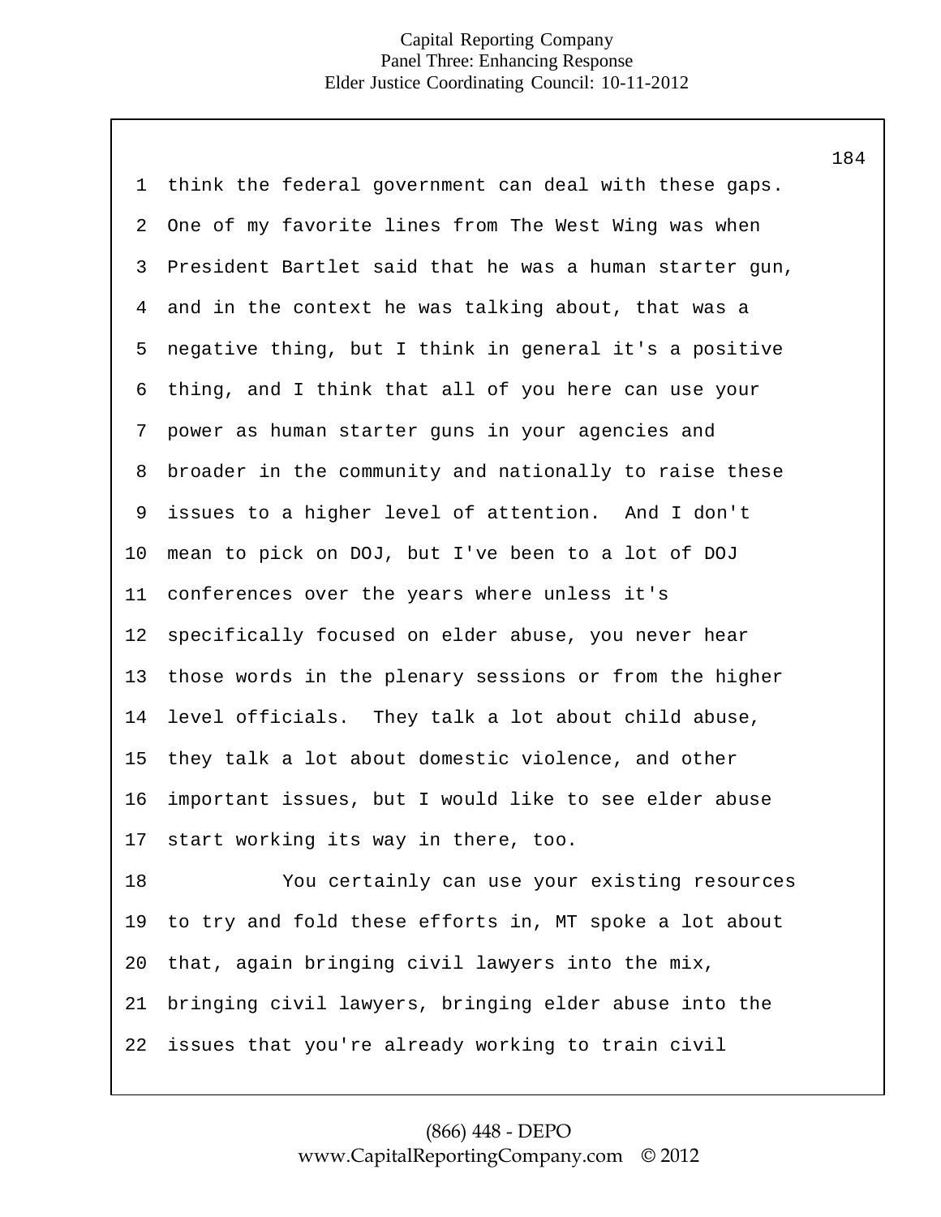think the federal government can deal with these gaps. One of my favorite lines from The West Wing was when President Bartlet said that he was a human starter gun, and in the context he was talking about, that was a negative thing, but I think in general it's a positive thing, and I think that all of you here can use your power as human starter guns in your agencies and broader in the community and nationally to raise these issues to a higher level of attention. And I don't mean to pick on DOJ, but I've been to a lot of DOJ conferences over the years where unless it's specifically focused on elder abuse, you never hear those words in the plenary sessions or from the higher level officials. They talk a lot about child abuse, they talk a lot about domestic violence, and other important issues, but I would like to see elder abuse start working its way in there, too.

You certainly can use your existing resources to try and fold these efforts in, MT spoke a lot about that, again bringing civil lawyers into the mix, bringing civil lawyers, bringing elder abuse into the issues that you're already working to train civil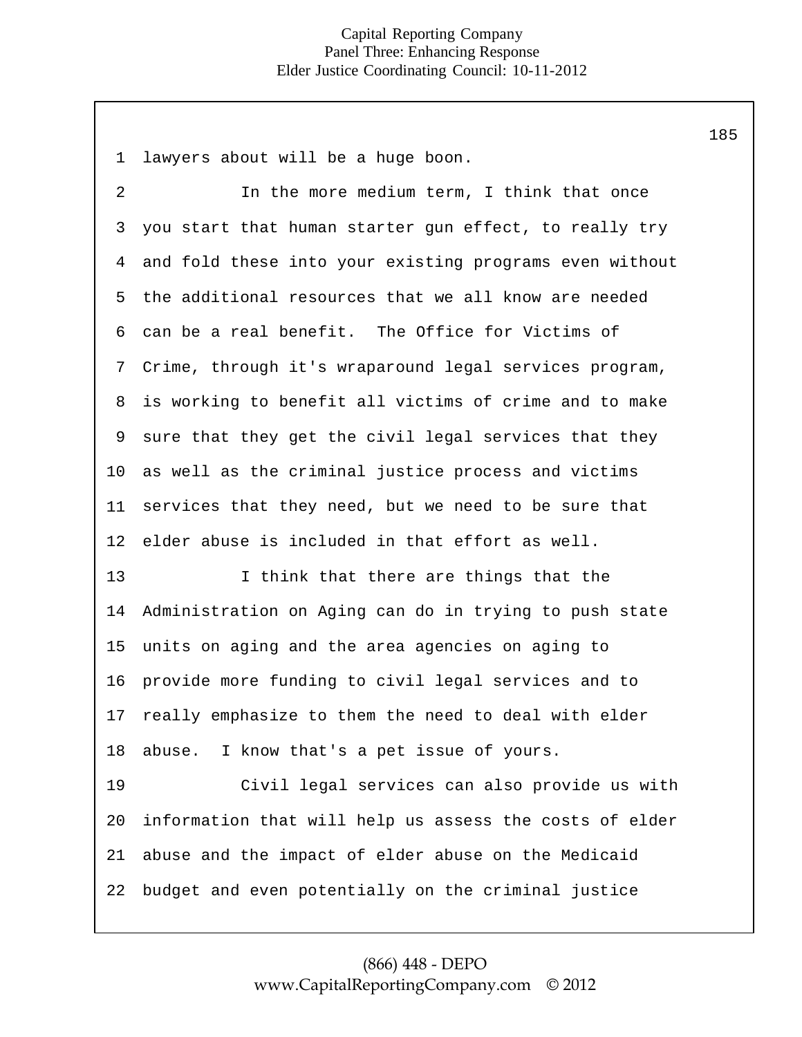lawyers about will be a huge boon.

In the more medium term, I think that once you start that human starter gun effect, to really try and fold these into your existing programs even without the additional resources that we all know are needed can be a real benefit. The Office for Victims of Crime, through it's wraparound legal services program, is working to benefit all victims of crime and to make sure that they get the civil legal services that they as well as the criminal justice process and victims services that they need, but we need to be sure that elder abuse is included in that effort as well.

I think that there are things that the Administration on Aging can do in trying to push state units on aging and the area agencies on aging to provide more funding to civil legal services and to really emphasize to them the need to deal with elder abuse. I know that's a pet issue of yours.

Civil legal services can also provide us with information that will help us assess the costs of elder abuse and the impact of elder abuse on the Medicaid budget and even potentially on the criminal justice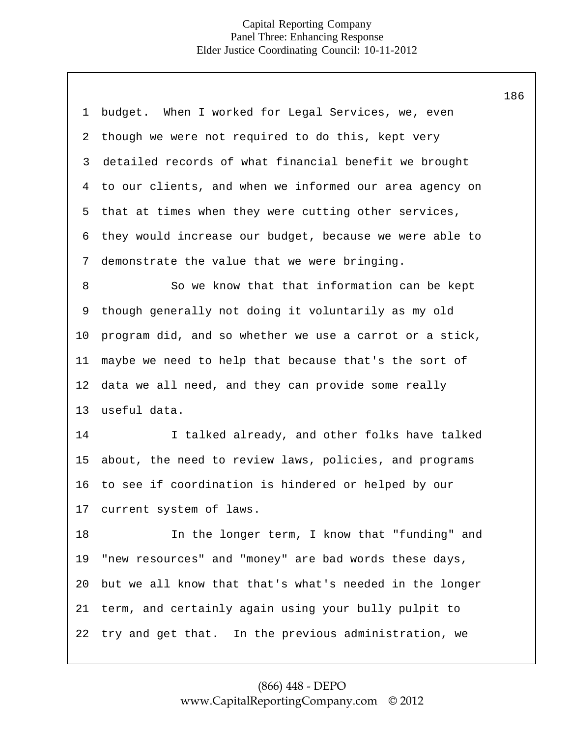budget. When I worked for Legal Services, we, even though we were not required to do this, kept very detailed records of what financial benefit we brought to our clients, and when we informed our area agency on that at times when they were cutting other services, they would increase our budget, because we were able to demonstrate the value that we were bringing.

So we know that that information can be kept though generally not doing it voluntarily as my old program did, and so whether we use a carrot or a stick, maybe we need to help that because that's the sort of data we all need, and they can provide some really useful data.

I talked already, and other folks have talked about, the need to review laws, policies, and programs to see if coordination is hindered or helped by our current system of laws.

In the longer term, I know that "funding" and "new resources" and "money" are bad words these days, but we all know that that's what's needed in the longer term, and certainly again using your bully pulpit to try and get that. In the previous administration, we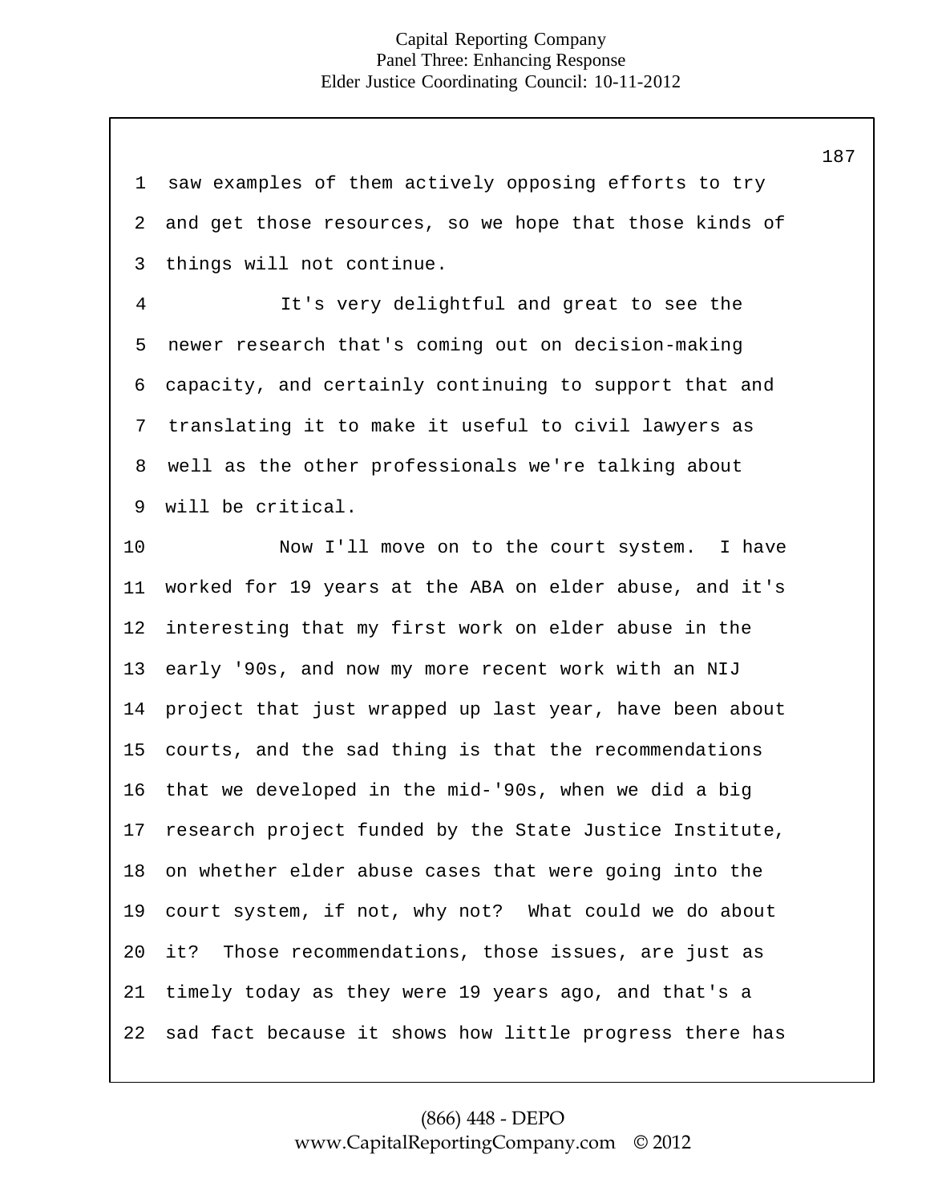saw examples of them actively opposing efforts to try and get those resources, so we hope that those kinds of things will not continue.

It's very delightful and great to see the newer research that's coming out on decision-making capacity, and certainly continuing to support that and translating it to make it useful to civil lawyers as well as the other professionals we're talking about will be critical.

Now I'll move on to the court system. I have worked for 19 years at the ABA on elder abuse, and it's interesting that my first work on elder abuse in the early '90s, and now my more recent work with an NIJ project that just wrapped up last year, have been about courts, and the sad thing is that the recommendations that we developed in the mid-'90s, when we did a big research project funded by the State Justice Institute, on whether elder abuse cases that were going into the court system, if not, why not? What could we do about it? Those recommendations, those issues, are just as timely today as they were 19 years ago, and that's a sad fact because it shows how little progress there has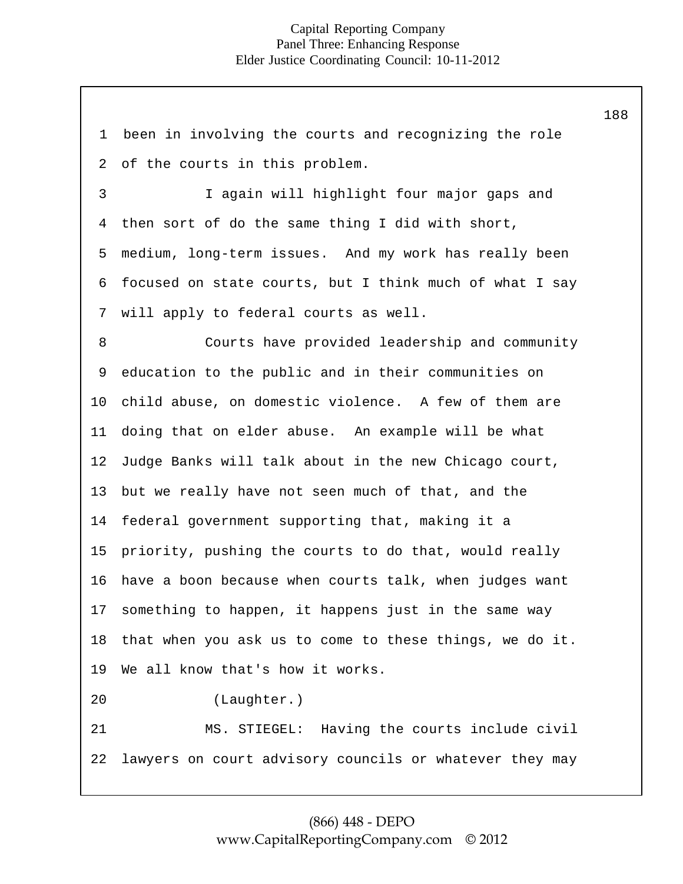been in involving the courts and recognizing the role of the courts in this problem.

I again will highlight four major gaps and then sort of do the same thing I did with short, medium, long-term issues. And my work has really been focused on state courts, but I think much of what I say will apply to federal courts as well.

Courts have provided leadership and community education to the public and in their communities on child abuse, on domestic violence. A few of them are doing that on elder abuse. An example will be what Judge Banks will talk about in the new Chicago court, but we really have not seen much of that, and the federal government supporting that, making it a priority, pushing the courts to do that, would really have a boon because when courts talk, when judges want something to happen, it happens just in the same way that when you ask us to come to these things, we do it. We all know that's how it works.

(Laughter.)

MS. STIEGEL: Having the courts include civil lawyers on court advisory councils or whatever they may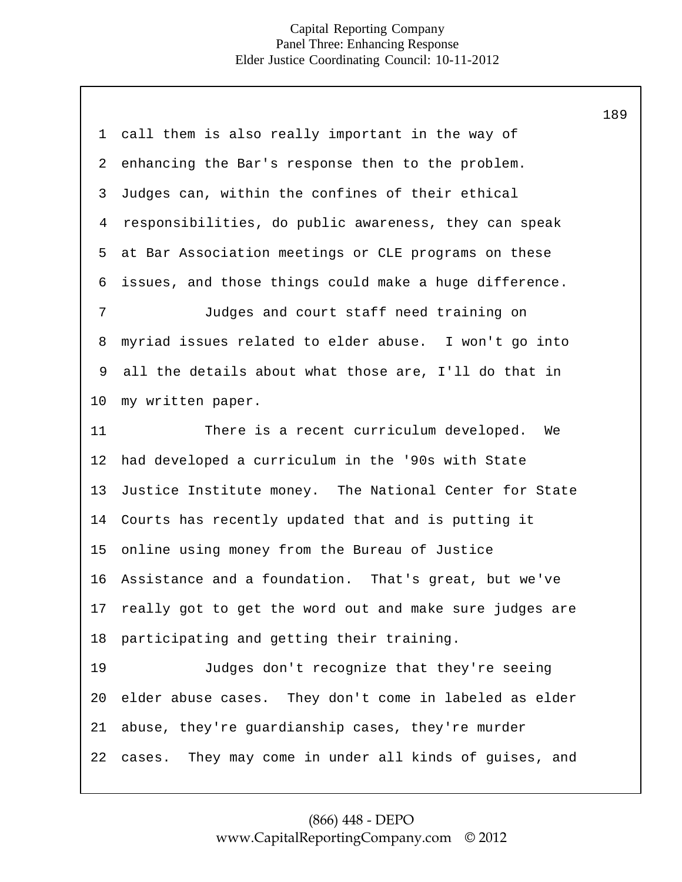call them is also really important in the way of enhancing the Bar's response then to the problem. Judges can, within the confines of their ethical responsibilities, do public awareness, they can speak at Bar Association meetings or CLE programs on these issues, and those things could make a huge difference.

Judges and court staff need training on myriad issues related to elder abuse. I won't go into all the details about what those are, I'll do that in my written paper.

There is a recent curriculum developed. We had developed a curriculum in the '90s with State Justice Institute money. The National Center for State Courts has recently updated that and is putting it online using money from the Bureau of Justice Assistance and a foundation. That's great, but we've really got to get the word out and make sure judges are participating and getting their training.

Judges don't recognize that they're seeing elder abuse cases. They don't come in labeled as elder abuse, they're guardianship cases, they're murder cases. They may come in under all kinds of guises, and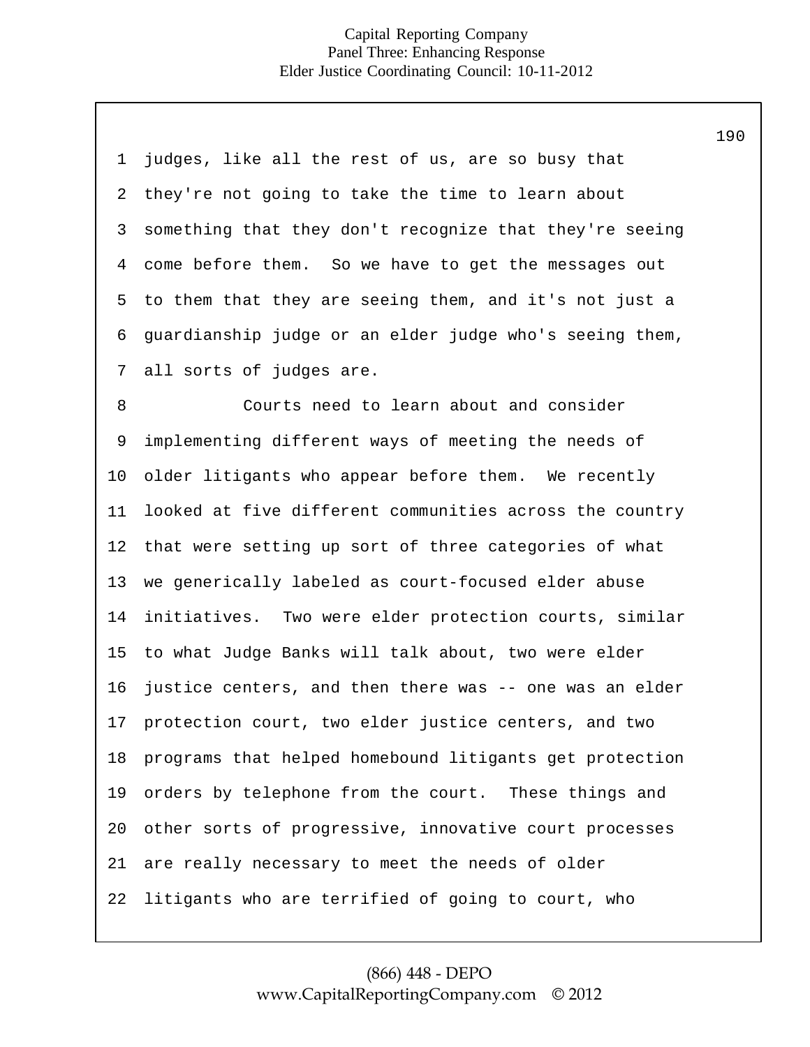judges, like all the rest of us, are so busy that they're not going to take the time to learn about something that they don't recognize that they're seeing come before them. So we have to get the messages out to them that they are seeing them, and it's not just a guardianship judge or an elder judge who's seeing them, all sorts of judges are.

Courts need to learn about and consider implementing different ways of meeting the needs of older litigants who appear before them. We recently looked at five different communities across the country that were setting up sort of three categories of what we generically labeled as court-focused elder abuse initiatives. Two were elder protection courts, similar to what Judge Banks will talk about, two were elder justice centers, and then there was -- one was an elder protection court, two elder justice centers, and two programs that helped homebound litigants get protection orders by telephone from the court. These things and other sorts of progressive, innovative court processes are really necessary to meet the needs of older litigants who are terrified of going to court, who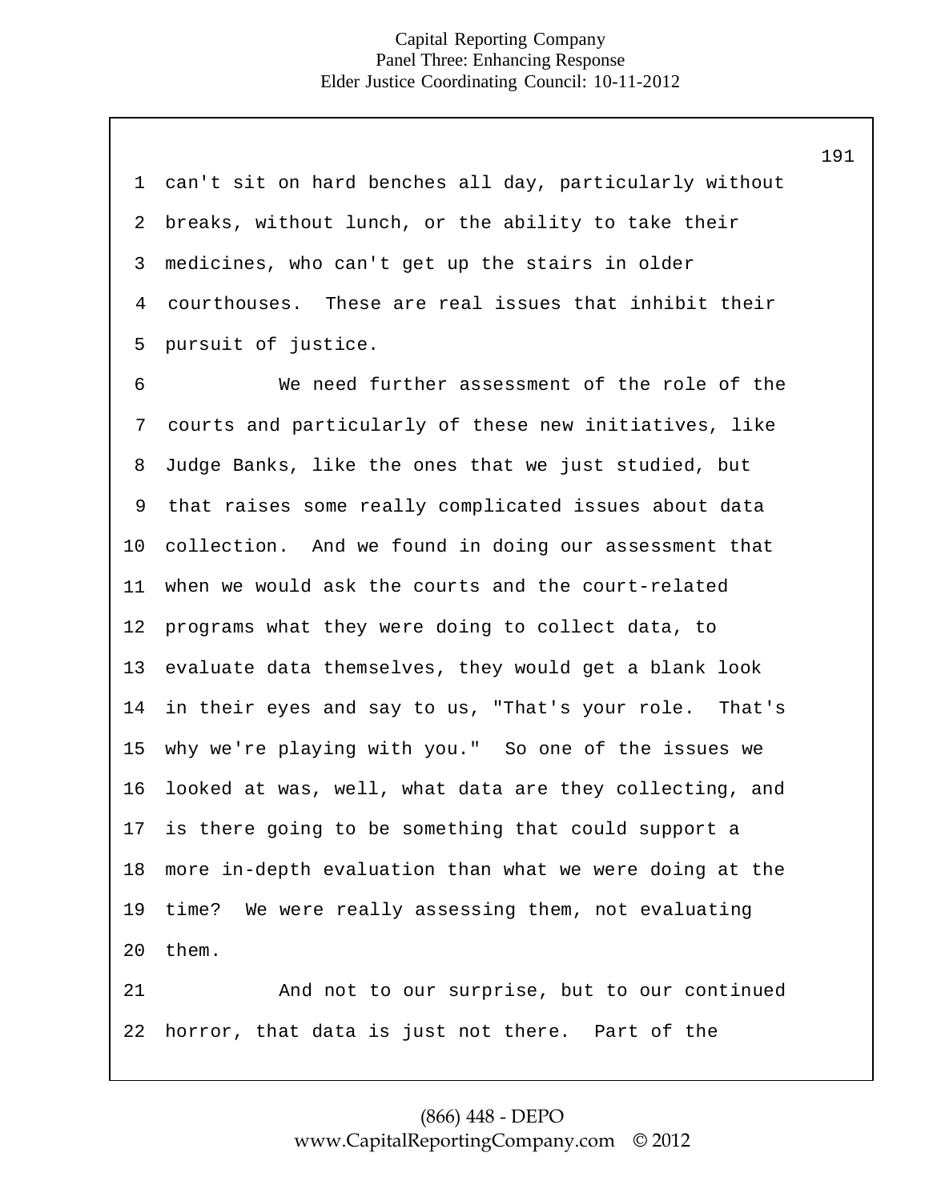can't sit on hard benches all day, particularly without breaks, without lunch, or the ability to take their medicines, who can't get up the stairs in older courthouses. These are real issues that inhibit their pursuit of justice.

We need further assessment of the role of the courts and particularly of these new initiatives, like Judge Banks, like the ones that we just studied, but that raises some really complicated issues about data collection. And we found in doing our assessment that when we would ask the courts and the court-related programs what they were doing to collect data, to evaluate data themselves, they would get a blank look in their eyes and say to us, "That's your role. That's why we're playing with you." So one of the issues we looked at was, well, what data are they collecting, and is there going to be something that could support a more in-depth evaluation than what we were doing at the time? We were really assessing them, not evaluating them.

And not to our surprise, but to our continued horror, that data is just not there. Part of the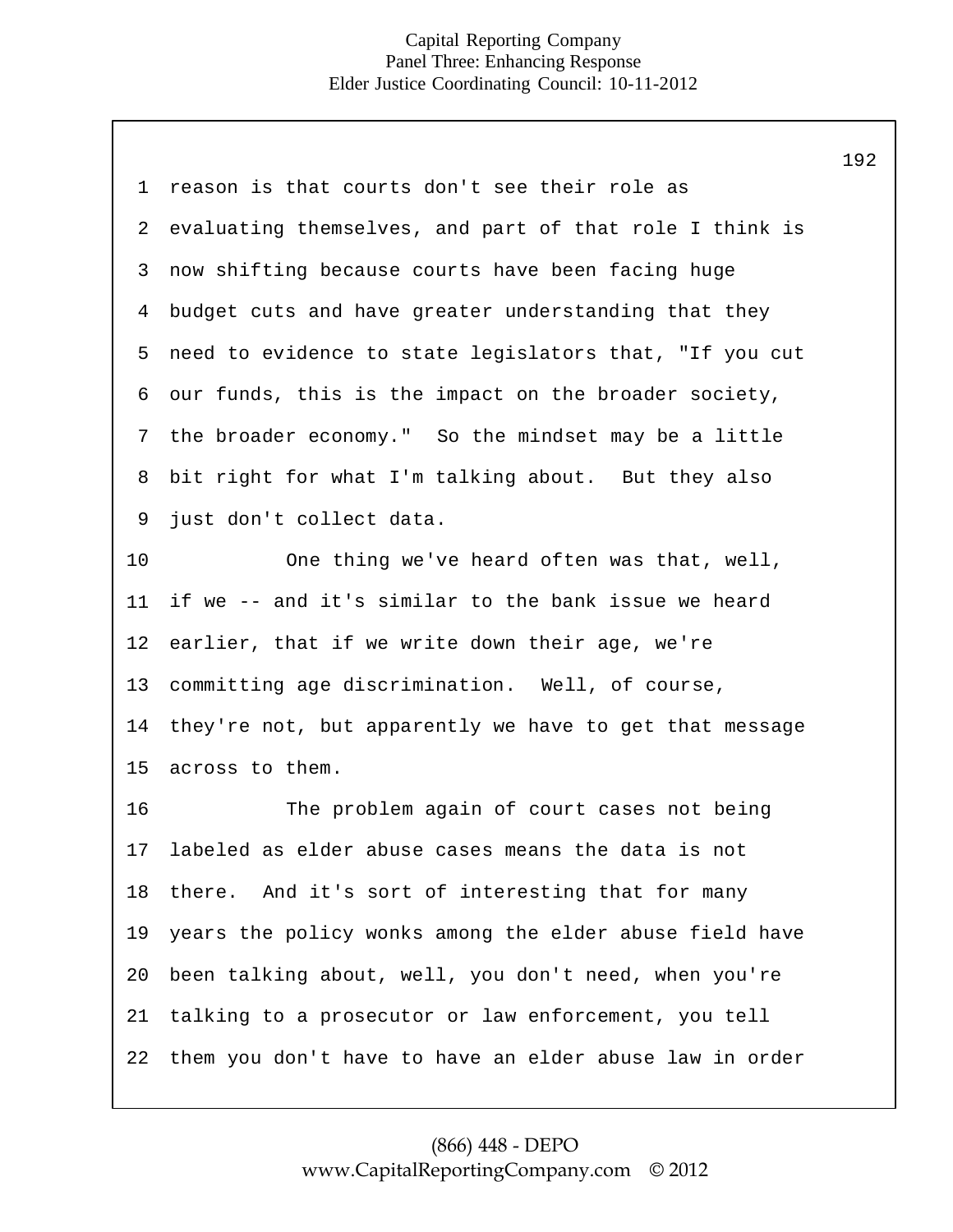reason is that courts don't see their role as evaluating themselves, and part of that role I think is now shifting because courts have been facing huge budget cuts and have greater understanding that they need to evidence to state legislators that, "If you cut our funds, this is the impact on the broader society, the broader economy." So the mindset may be a little bit right for what I'm talking about. But they also just don't collect data.

One thing we've heard often was that, well, if we -- and it's similar to the bank issue we heard earlier, that if we write down their age, we're committing age discrimination. Well, of course, they're not, but apparently we have to get that message across to them.

The problem again of court cases not being labeled as elder abuse cases means the data is not there. And it's sort of interesting that for many years the policy wonks among the elder abuse field have been talking about, well, you don't need, when you're talking to a prosecutor or law enforcement, you tell them you don't have to have an elder abuse law in order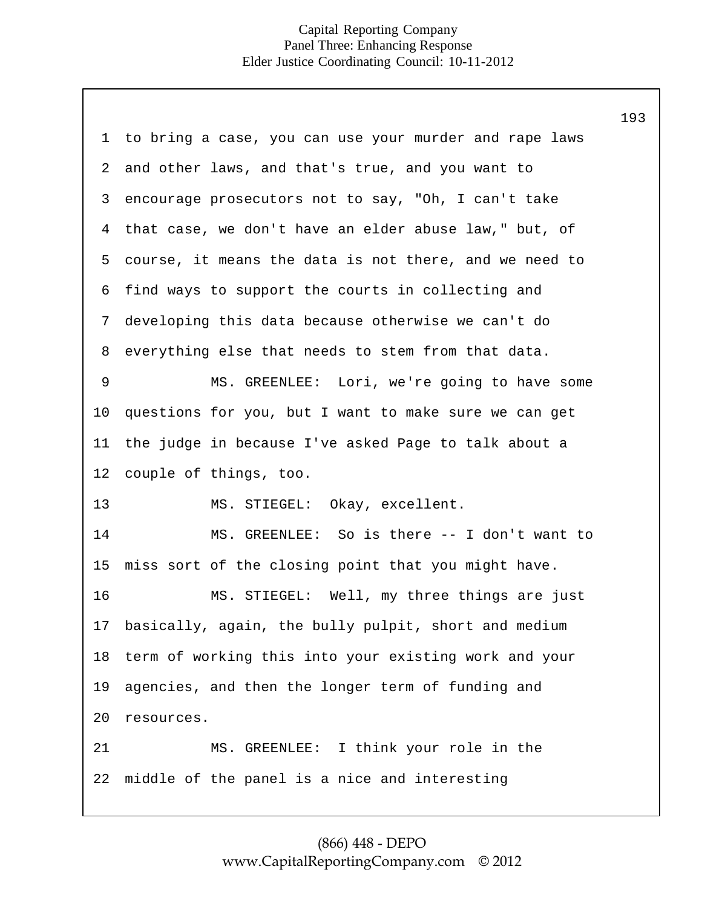to bring a case, you can use your murder and rape laws and other laws, and that's true, and you want to encourage prosecutors not to say, "Oh, I can't take that case, we don't have an elder abuse law," but, of course, it means the data is not there, and we need to find ways to support the courts in collecting and developing this data because otherwise we can't do everything else that needs to stem from that data.

MS. GREENLEE: Lori, we're going to have some questions for you, but I want to make sure we can get the judge in because I've asked Page to talk about a couple of things, too.

MS. STIEGEL: Okay, excellent.

MS. GREENLEE: So is there -- I don't want to miss sort of the closing point that you might have.

MS. STIEGEL: Well, my three things are just basically, again, the bully pulpit, short and medium term of working this into your existing work and your agencies, and then the longer term of funding and resources.

MS. GREENLEE: I think your role in the middle of the panel is a nice and interesting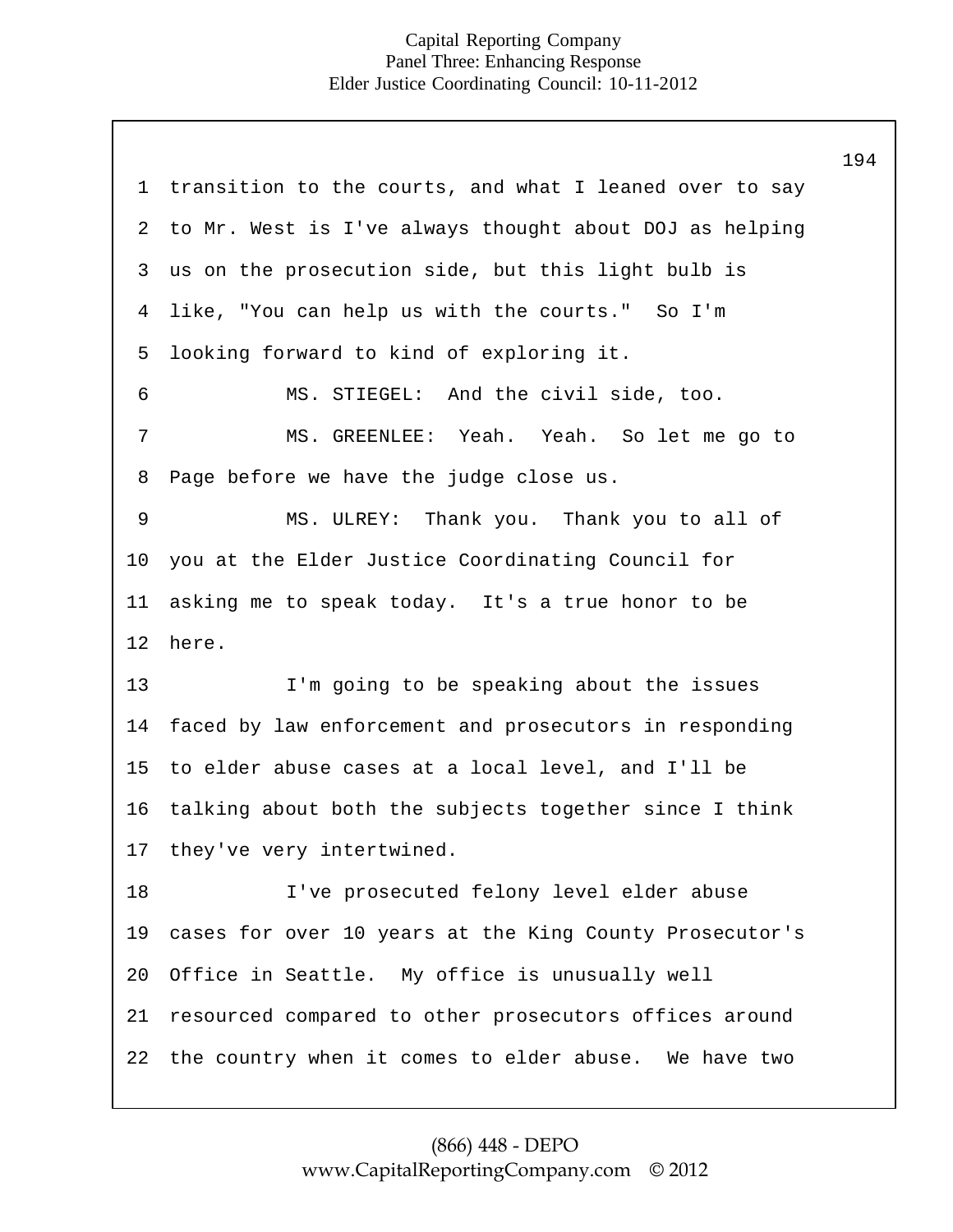transition to the courts, and what I leaned over to say to Mr. West is I've always thought about DOJ as helping us on the prosecution side, but this light bulb is like, "You can help us with the courts." So I'm looking forward to kind of exploring it.

MS. STIEGEL: And the civil side, too.

MS. GREENLEE: Yeah. Yeah. So let me go to Page before we have the judge close us.

MS. ULREY: Thank you. Thank you to all of you at the Elder Justice Coordinating Council for asking me to speak today. It's a true honor to be here.

I'm going to be speaking about the issues faced by law enforcement and prosecutors in responding to elder abuse cases at a local level, and I'll be talking about both the subjects together since I think they've very intertwined.

I've prosecuted felony level elder abuse cases for over 10 years at the King County Prosecutor's Office in Seattle. My office is unusually well resourced compared to other prosecutors offices around the country when it comes to elder abuse. We have two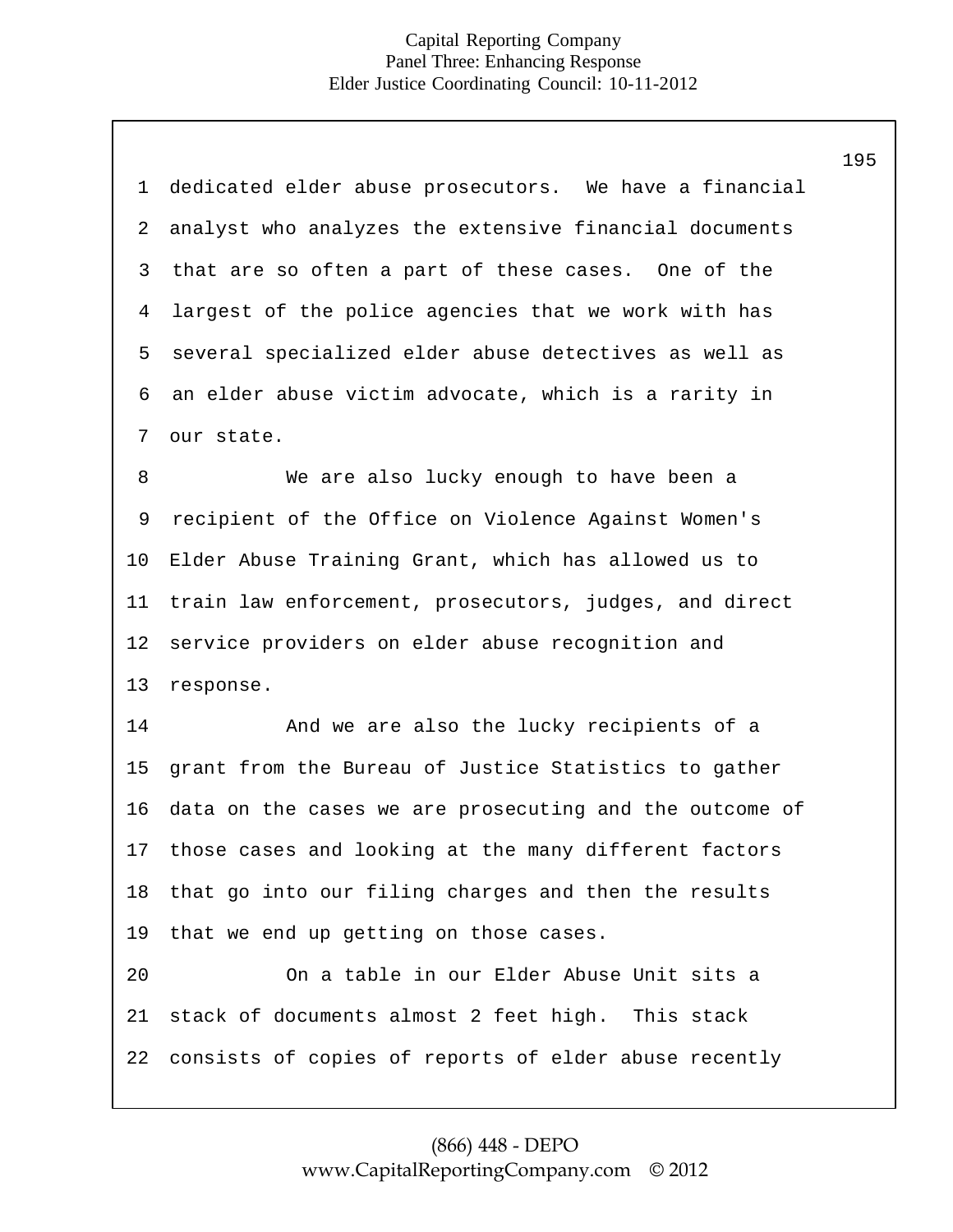dedicated elder abuse prosecutors. We have a financial analyst who analyzes the extensive financial documents that are so often a part of these cases. One of the largest of the police agencies that we work with has several specialized elder abuse detectives as well as an elder abuse victim advocate, which is a rarity in our state.

We are also lucky enough to have been a recipient of the Office on Violence Against Women's Elder Abuse Training Grant, which has allowed us to train law enforcement, prosecutors, judges, and direct service providers on elder abuse recognition and response.

And we are also the lucky recipients of a grant from the Bureau of Justice Statistics to gather data on the cases we are prosecuting and the outcome of those cases and looking at the many different factors that go into our filing charges and then the results that we end up getting on those cases.

On a table in our Elder Abuse Unit sits a stack of documents almost 2 feet high. This stack consists of copies of reports of elder abuse recently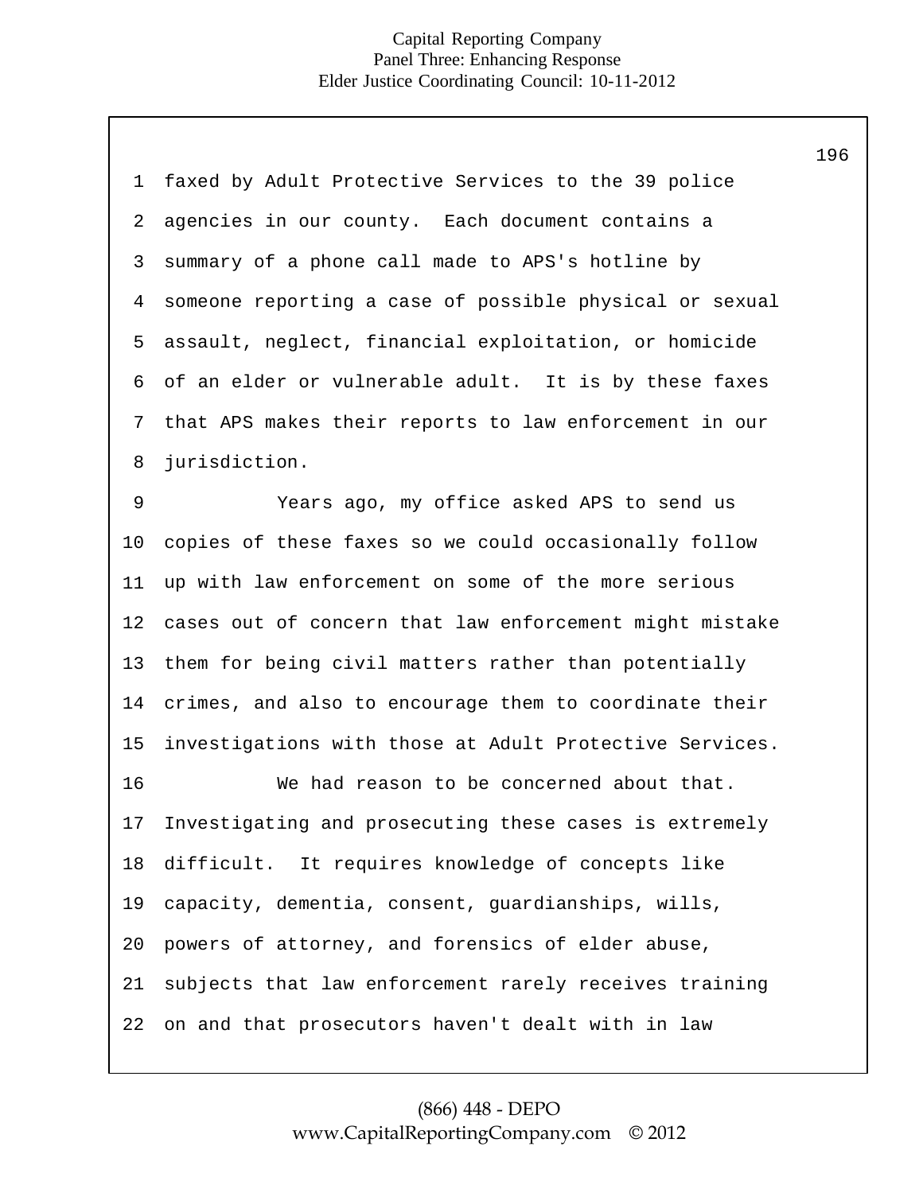faxed by Adult Protective Services to the 39 police agencies in our county. Each document contains a summary of a phone call made to APS's hotline by someone reporting a case of possible physical or sexual assault, neglect, financial exploitation, or homicide of an elder or vulnerable adult. It is by these faxes that APS makes their reports to law enforcement in our jurisdiction.

Years ago, my office asked APS to send us copies of these faxes so we could occasionally follow up with law enforcement on some of the more serious cases out of concern that law enforcement might mistake them for being civil matters rather than potentially crimes, and also to encourage them to coordinate their investigations with those at Adult Protective Services.

We had reason to be concerned about that. Investigating and prosecuting these cases is extremely difficult. It requires knowledge of concepts like capacity, dementia, consent, guardianships, wills, powers of attorney, and forensics of elder abuse, subjects that law enforcement rarely receives training on and that prosecutors haven't dealt with in law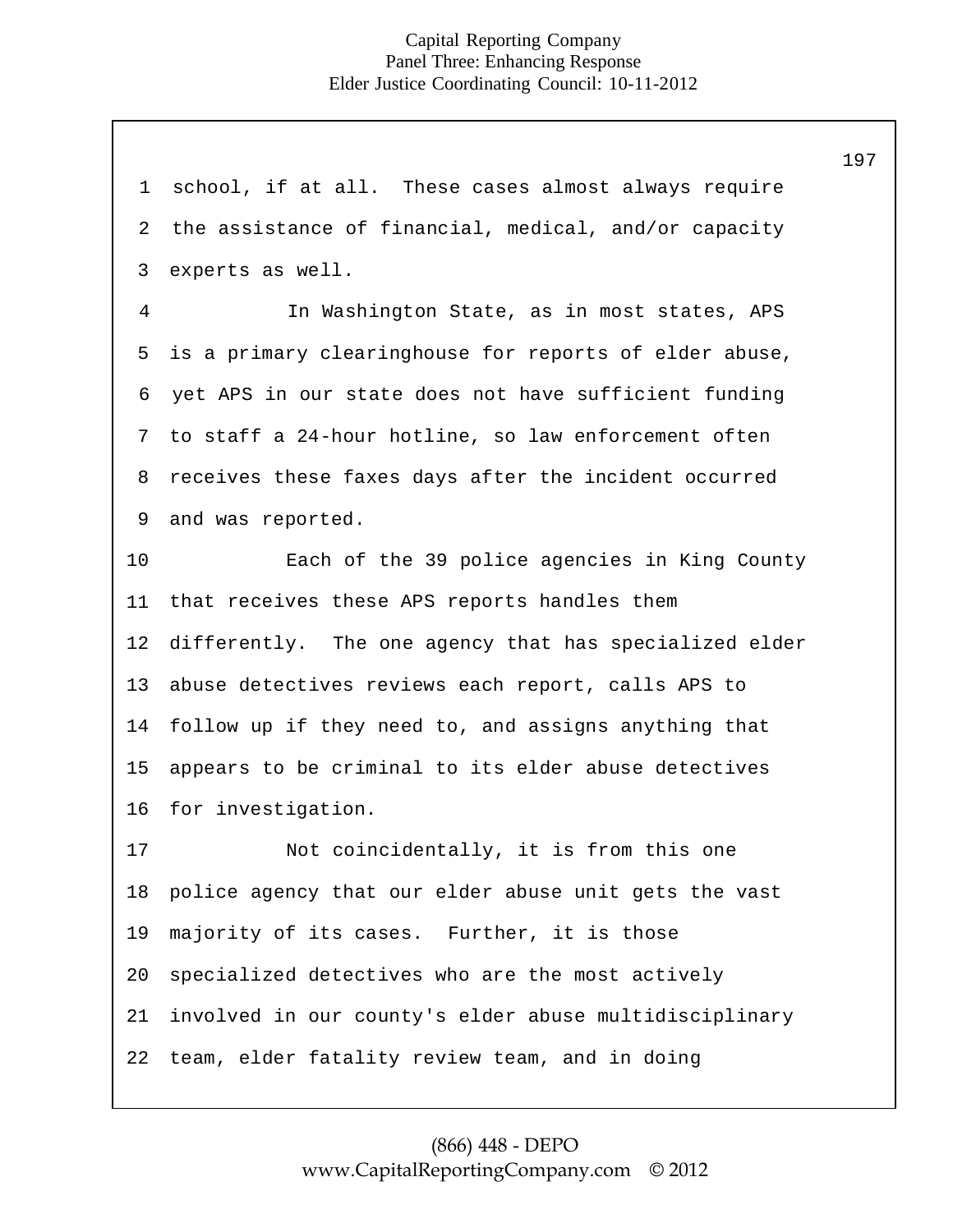school, if at all. These cases almost always require the assistance of financial, medical, and/or capacity experts as well.

In Washington State, as in most states, APS is a primary clearinghouse for reports of elder abuse, yet APS in our state does not have sufficient funding to staff a 24-hour hotline, so law enforcement often receives these faxes days after the incident occurred and was reported.

Each of the 39 police agencies in King County that receives these APS reports handles them differently. The one agency that has specialized elder abuse detectives reviews each report, calls APS to follow up if they need to, and assigns anything that appears to be criminal to its elder abuse detectives for investigation.

Not coincidentally, it is from this one police agency that our elder abuse unit gets the vast majority of its cases. Further, it is those specialized detectives who are the most actively involved in our county's elder abuse multidisciplinary team, elder fatality review team, and in doing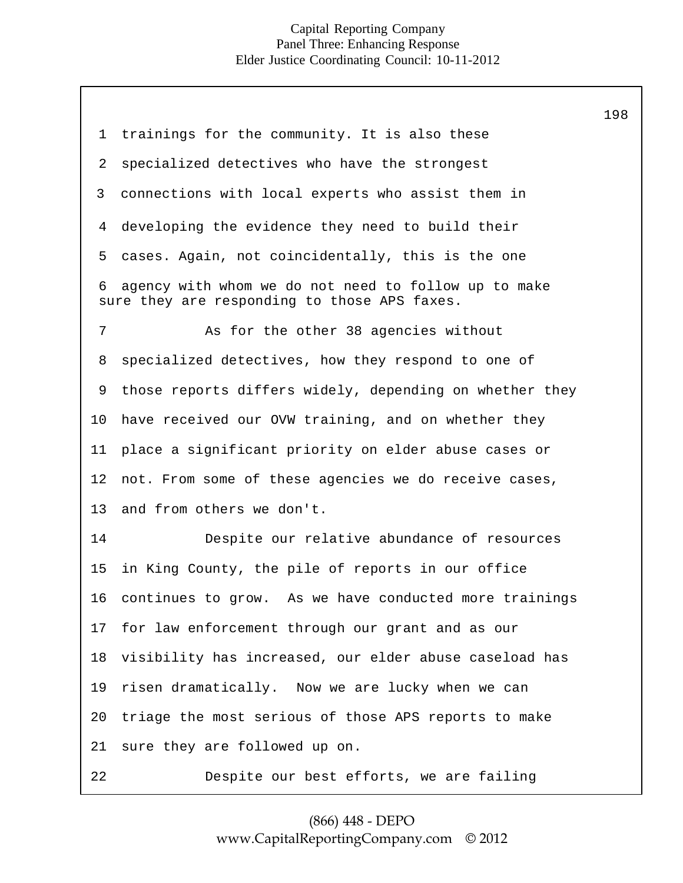trainings for the community. It is also these specialized detectives who have the strongest connections with local experts who assist them in developing the evidence they need to build their cases. Again, not coincidentally, this is the one agency with whom we do not need to follow up to make sure they are responding to those APS faxes.

As for the other 38 agencies without specialized detectives, how they respond to one of those reports differs widely, depending on whether they have received our OVW training, and on whether they place a significant priority on elder abuse cases or not. From some of these agencies we do receive cases, and from others we don't.

Despite our relative abundance of resources in King County, the pile of reports in our office continues to grow. As we have conducted more trainings for law enforcement through our grant and as our visibility has increased, our elder abuse caseload has risen dramatically. Now we are lucky when we can triage the most serious of those APS reports to make sure they are followed up on.

Despite our best efforts, we are failing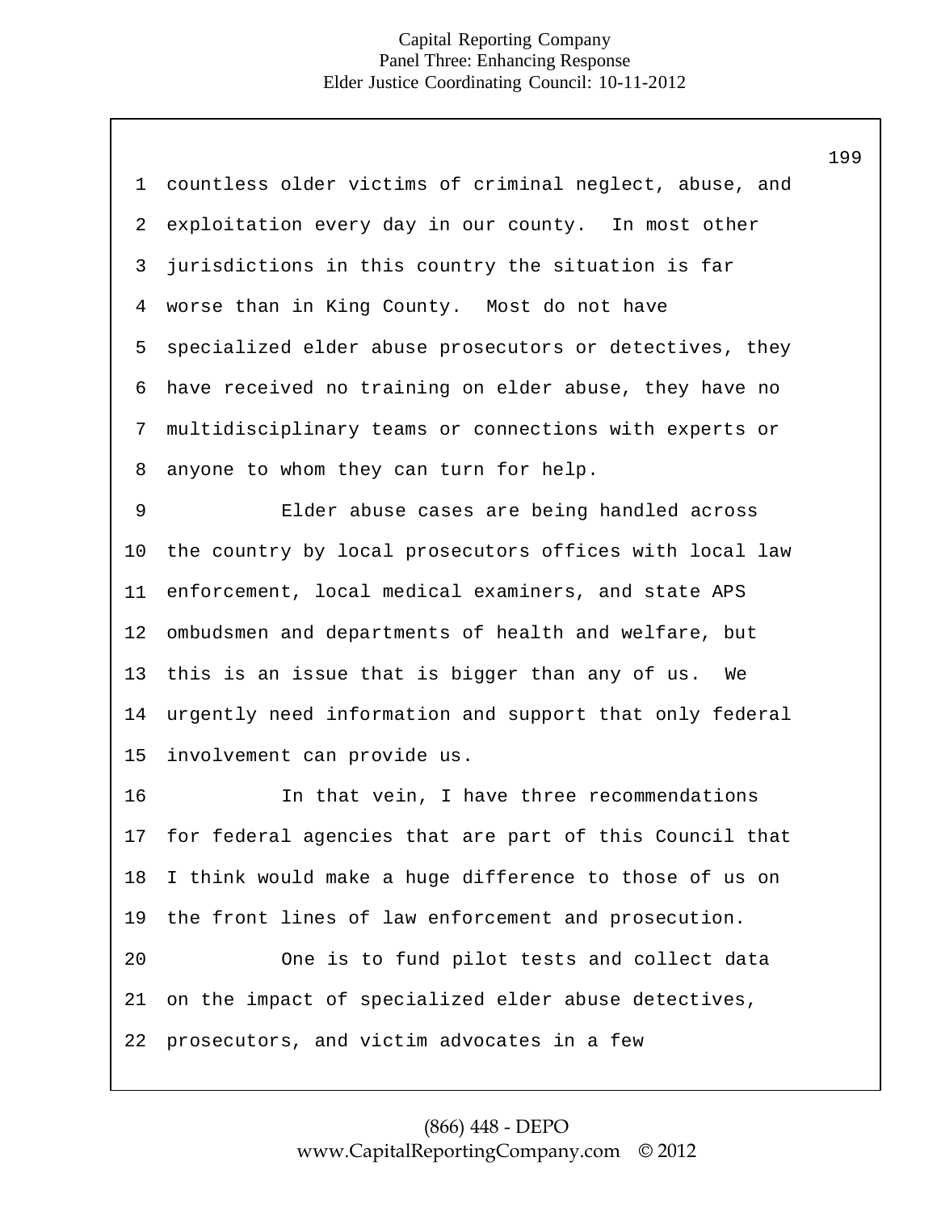countless older victims of criminal neglect, abuse, and exploitation every day in our county. In most other jurisdictions in this country the situation is far worse than in King County. Most do not have specialized elder abuse prosecutors or detectives, they have received no training on elder abuse, they have no multidisciplinary teams or connections with experts or anyone to whom they can turn for help.

Elder abuse cases are being handled across the country by local prosecutors offices with local law enforcement, local medical examiners, and state APS ombudsmen and departments of health and welfare, but this is an issue that is bigger than any of us. We urgently need information and support that only federal involvement can provide us.

In that vein, I have three recommendations for federal agencies that are part of this Council that I think would make a huge difference to those of us on the front lines of law enforcement and prosecution.

One is to fund pilot tests and collect data on the impact of specialized elder abuse detectives, prosecutors, and victim advocates in a few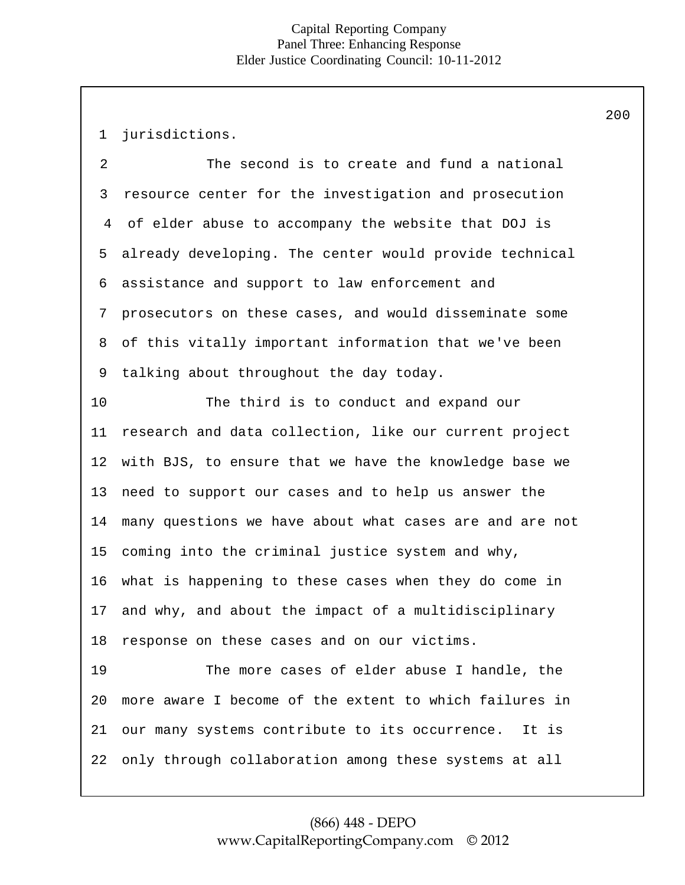jurisdictions.

The second is to create and fund a national resource center for the investigation and prosecution of elder abuse to accompany the website that DOJ is already developing. The center would provide technical assistance and support to law enforcement and prosecutors on these cases, and would disseminate some of this vitally important information that we've been talking about throughout the day today.

The third is to conduct and expand our research and data collection, like our current project with BJS, to ensure that we have the knowledge base we need to support our cases and to help us answer the many questions we have about what cases are and are not coming into the criminal justice system and why, what is happening to these cases when they do come in and why, and about the impact of a multidisciplinary response on these cases and on our victims.

The more cases of elder abuse I handle, the more aware I become of the extent to which failures in our many systems contribute to its occurrence. It is only through collaboration among these systems at all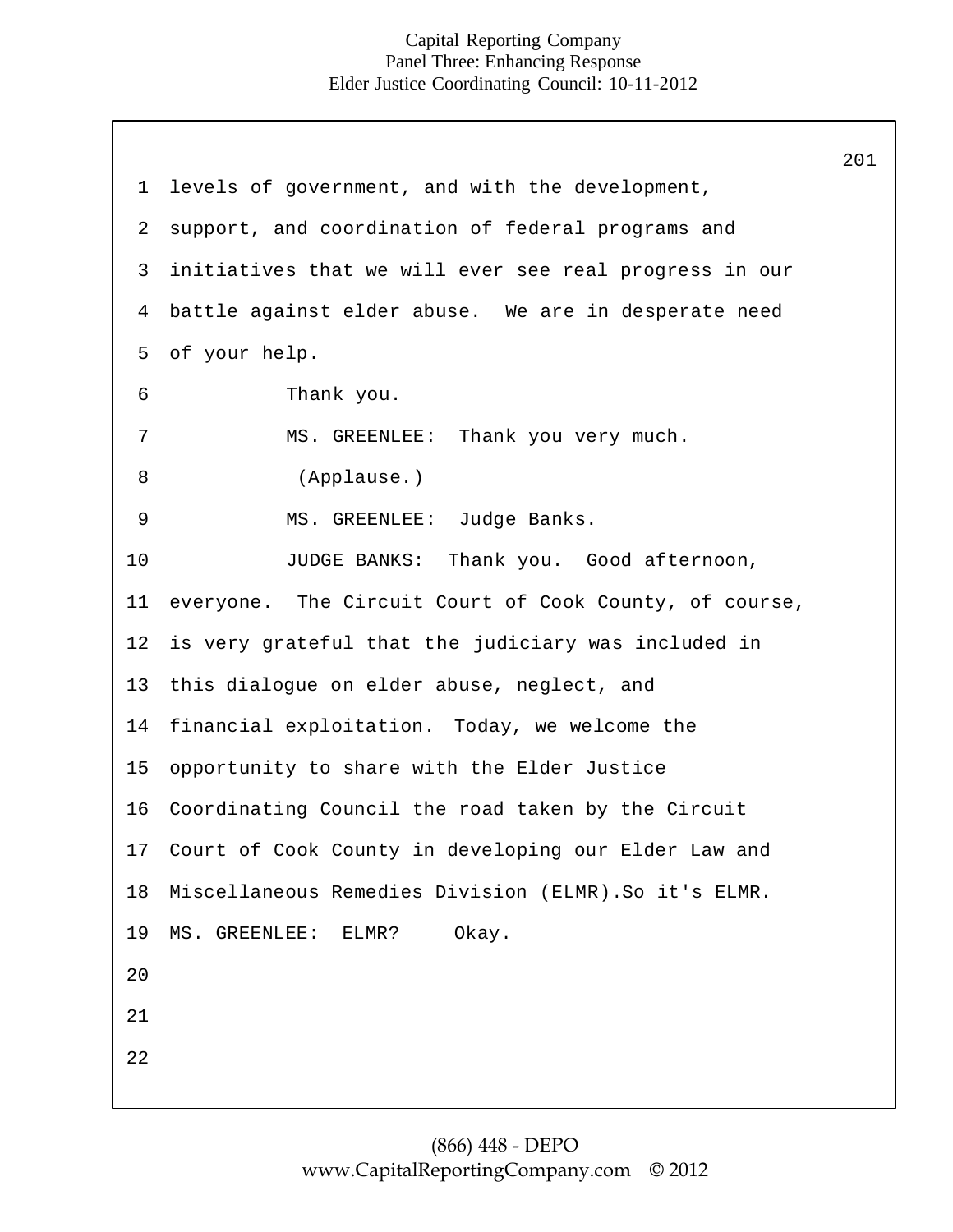levels of government, and with the development, support, and coordination of federal programs and initiatives that we will ever see real progress in our battle against elder abuse. We are in desperate need of your help.

Thank you.

MS. GREENLEE: Thank you very much.

(Applause.)

MS. GREENLEE: Judge Banks.

JUDGE BANKS: Thank you. Good afternoon, everyone. The Circuit Court of Cook County, of course, is very grateful that the judiciary was included in this dialogue on elder abuse, neglect, and financial exploitation. Today, we welcome the opportunity to share with the Elder Justice Coordinating Council the road taken by the Circuit Court of Cook County in developing our Elder Law and Miscellaneous Remedies Division (ELMR).So it's ELMR.

MS. GREENLEE: ELMR? Okay.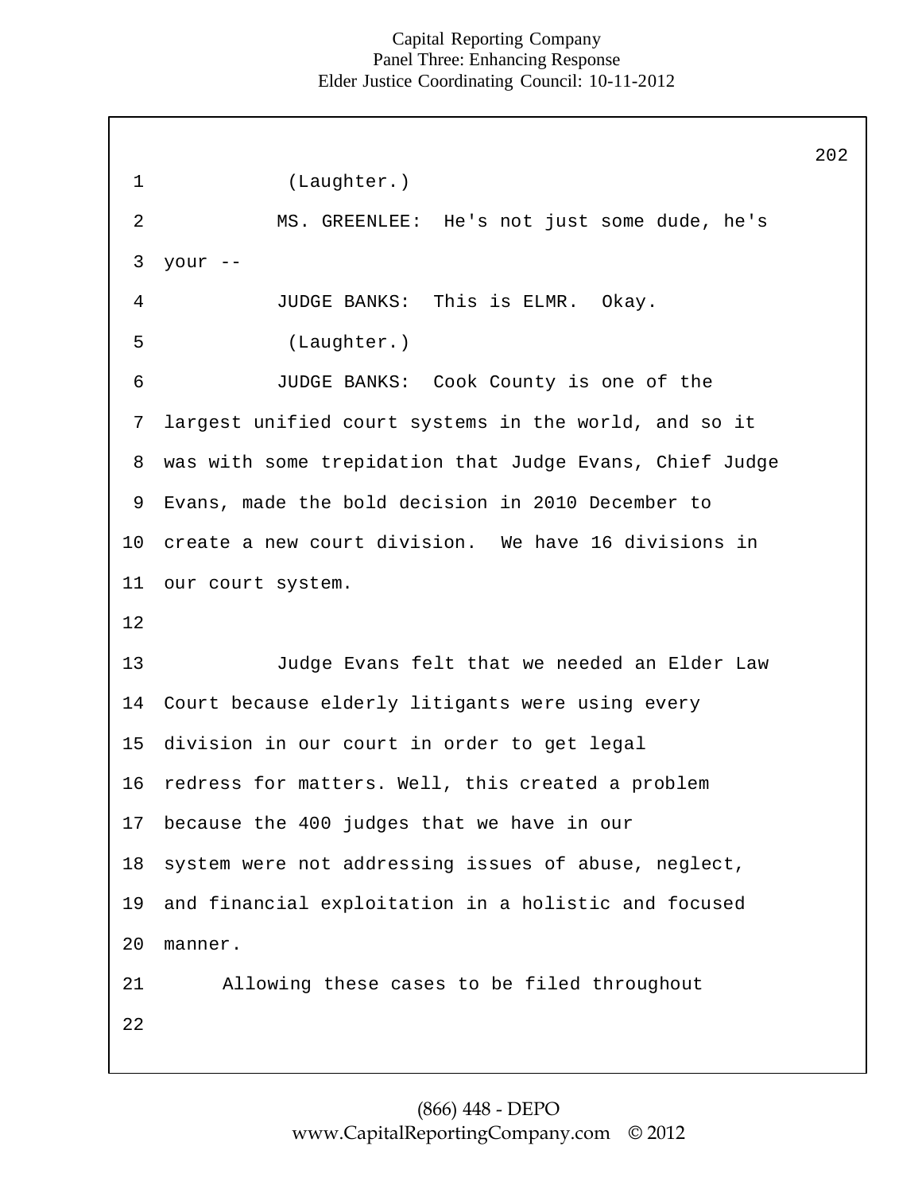(Laughter.)

MS. GREENLEE: He's not just some dude, he's your --

JUDGE BANKS: This is ELMR. Okay.

(Laughter.)

JUDGE BANKS: Cook County is one of the largest unified court systems in the world, and so it was with some trepidation that Judge Evans, Chief Judge Evans, made the bold decision in 2010 December to create a new court division. We have 16 divisions in our court system.

Judge Evans felt that we needed an Elder Law Court because elderly litigants were using every division in our court in order to get legal redress for matters. Well, this created a problem because the 400 judges that we have in our system were not addressing issues of abuse, neglect, and financial exploitation in a holistic and focused manner.

Allowing these cases to be filed throughout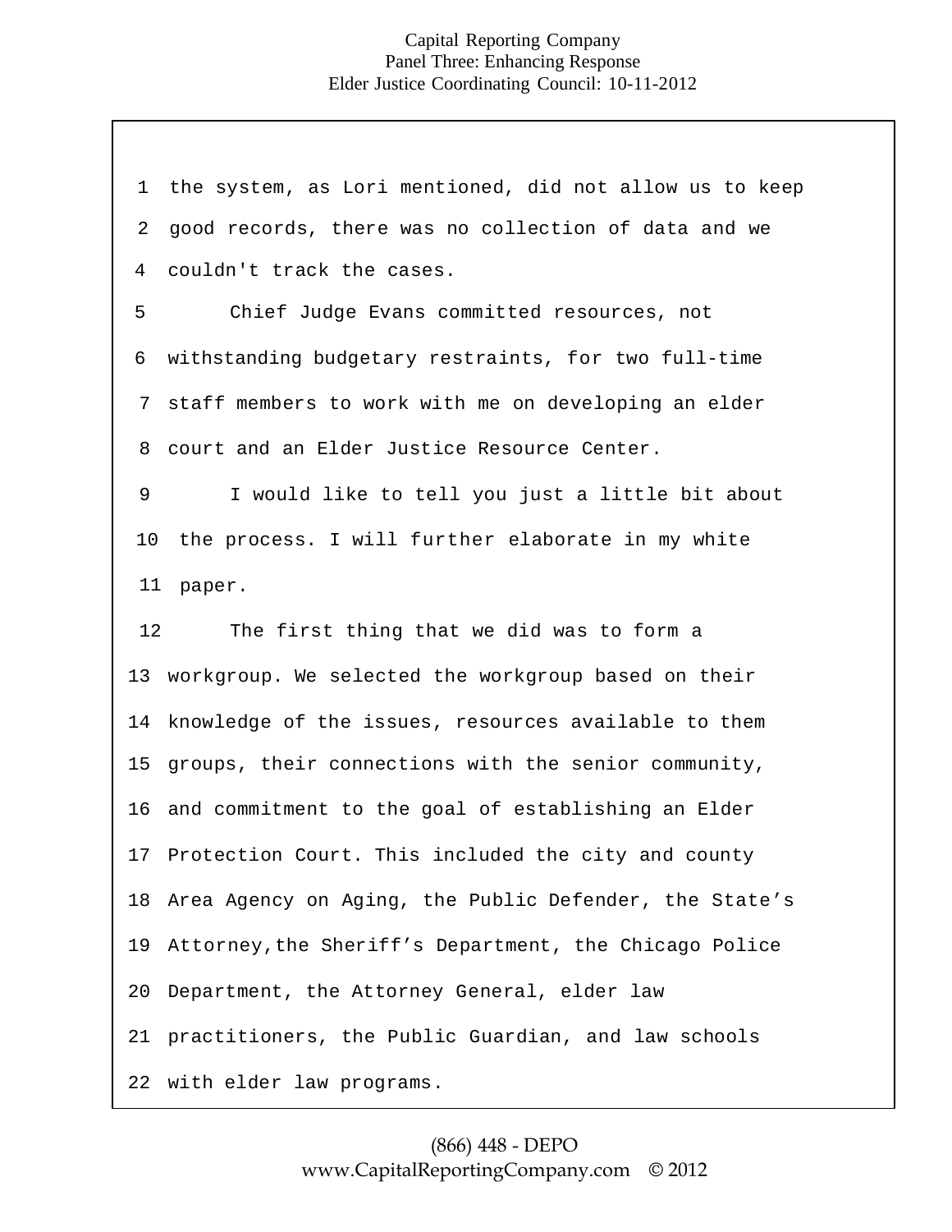the system, as Lori mentioned, did not allow us to keep good records, there was no collection of data and we couldn't track the cases.

Chief Judge Evans committed resources, not withstanding budgetary restraints, for two full-time staff members to work with me on developing an elder court and an Elder Justice Resource Center.

I would like to tell you just a little bit about the process. I will further elaborate in my white paper.

The first thing that we did was to form a workgroup. We selected the workgroup based on their knowledge of the issues, resources available to them groups, their connections with the senior community, and commitment to the goal of establishing an Elder Protection Court. This included the city and county Area Agency on Aging, the Public Defender, the State's Attorney,the Sheriff's Department, the Chicago Police Department, the Attorney General, elder law practitioners, the Public Guardian, and law schools with elder law programs.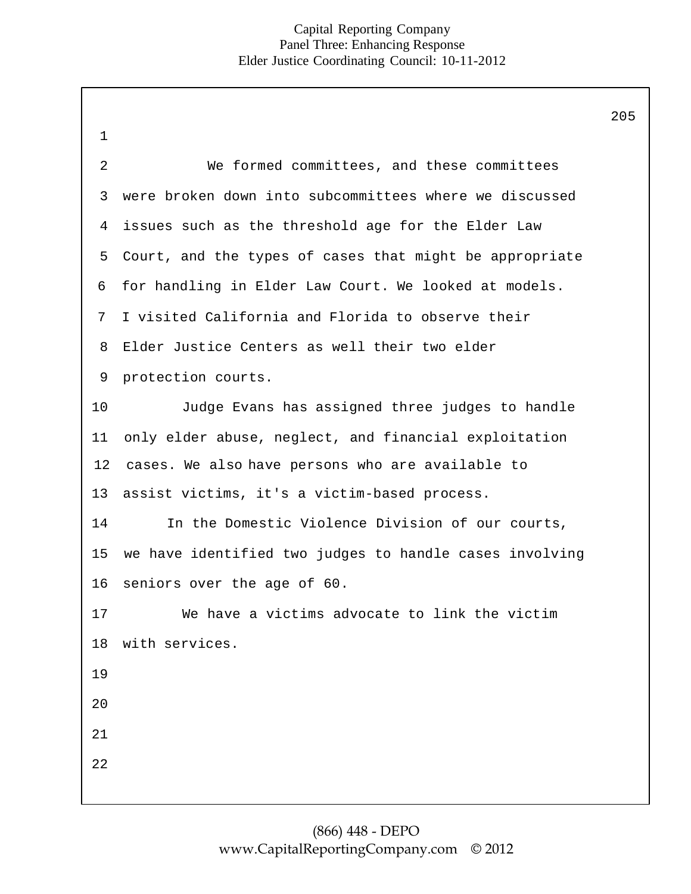We formed committees, and these committees were broken down into subcommittees where we discussed issues such as the threshold age for the Elder Law Court, and the types of cases that might be appropriate for handling in Elder Law Court. We looked at models. I visited California and Florida to observe their Elder Justice Centers as well their two elder protection courts.

Judge Evans has assigned three judges to handle only elder abuse, neglect, and financial exploitation cases. We also have persons who are available to assist victims, it's a victim-based process.

In the Domestic Violence Division of our courts, we have identified two judges to handle cases involving seniors over the age of 60.

We have a victims advocate to link the victim with services.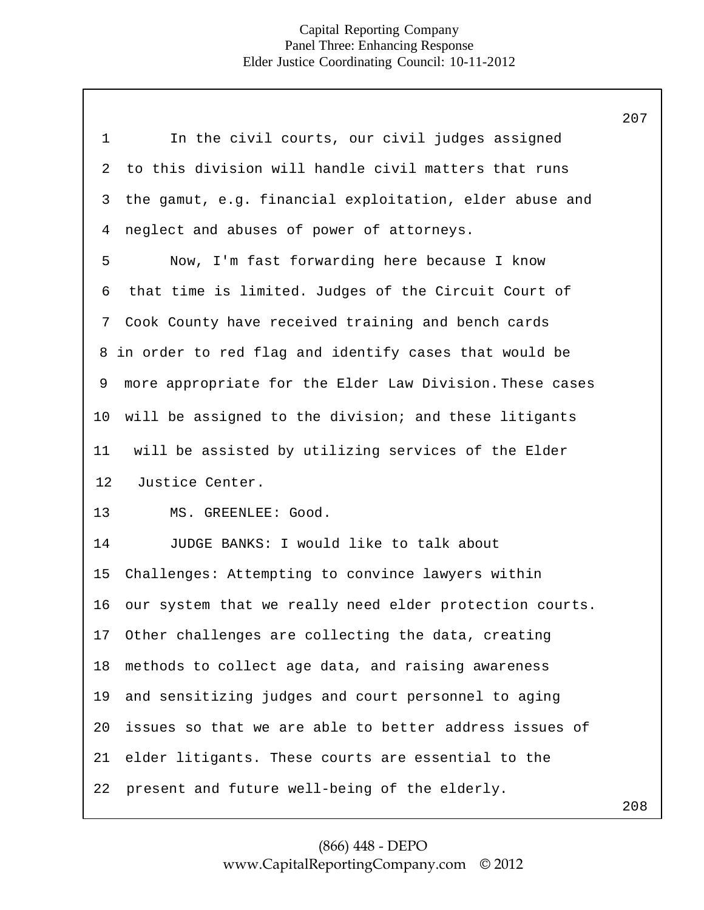In the civil courts, our civil judges assigned to this division will handle civil matters that runs the gamut, e.g. financial exploitation, elder abuse and neglect and abuses of power of attorneys.

Now, I'm fast forwarding here because I know that time is limited. Judges of the Circuit Court of Cook County have received training and bench cards in order to red flag and identify cases that would be more appropriate for the Elder Law Division. These cases will be assigned to the division; and these litigants will be assisted by utilizing services of the Elder Justice Center.

MS. GREENLEE: Good.

JUDGE BANKS: I would like to talk about Challenges: Attempting to convince lawyers within our system that we really need elder protection courts. Other challenges are collecting the data, creating methods to collect age data, and raising awareness and sensitizing judges and court personnel to aging issues so that we are able to better address issues of elder litigants. These courts are essential to the present and future well-being of the elderly.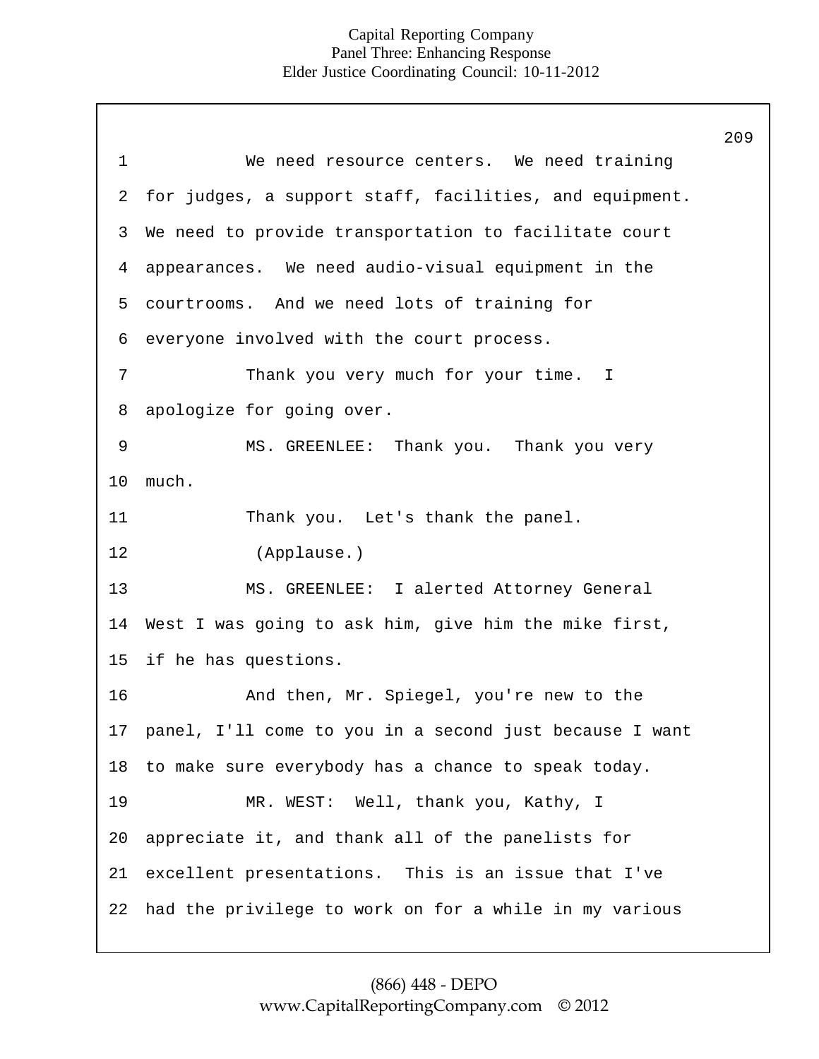We need resource centers. We need training for judges, a support staff, facilities, and equipment. We need to provide transportation to facilitate court appearances. We need audio-visual equipment in the courtrooms. And we need lots of training for everyone involved with the court process.

Thank you very much for your time. I apologize for going over.

MS. GREENLEE: Thank you. Thank you very much.

Thank you. Let's thank the panel.

(Applause.)

MS. GREENLEE: I alerted Attorney General West I was going to ask him, give him the mike first, if he has questions.

And then, Mr. Spiegel, you're new to the panel, I'll come to you in a second just because I want to make sure everybody has a chance to speak today.

MR. WEST: Well, thank you, Kathy, I appreciate it, and thank all of the panelists for excellent presentations. This is an issue that I've had the privilege to work on for a while in my various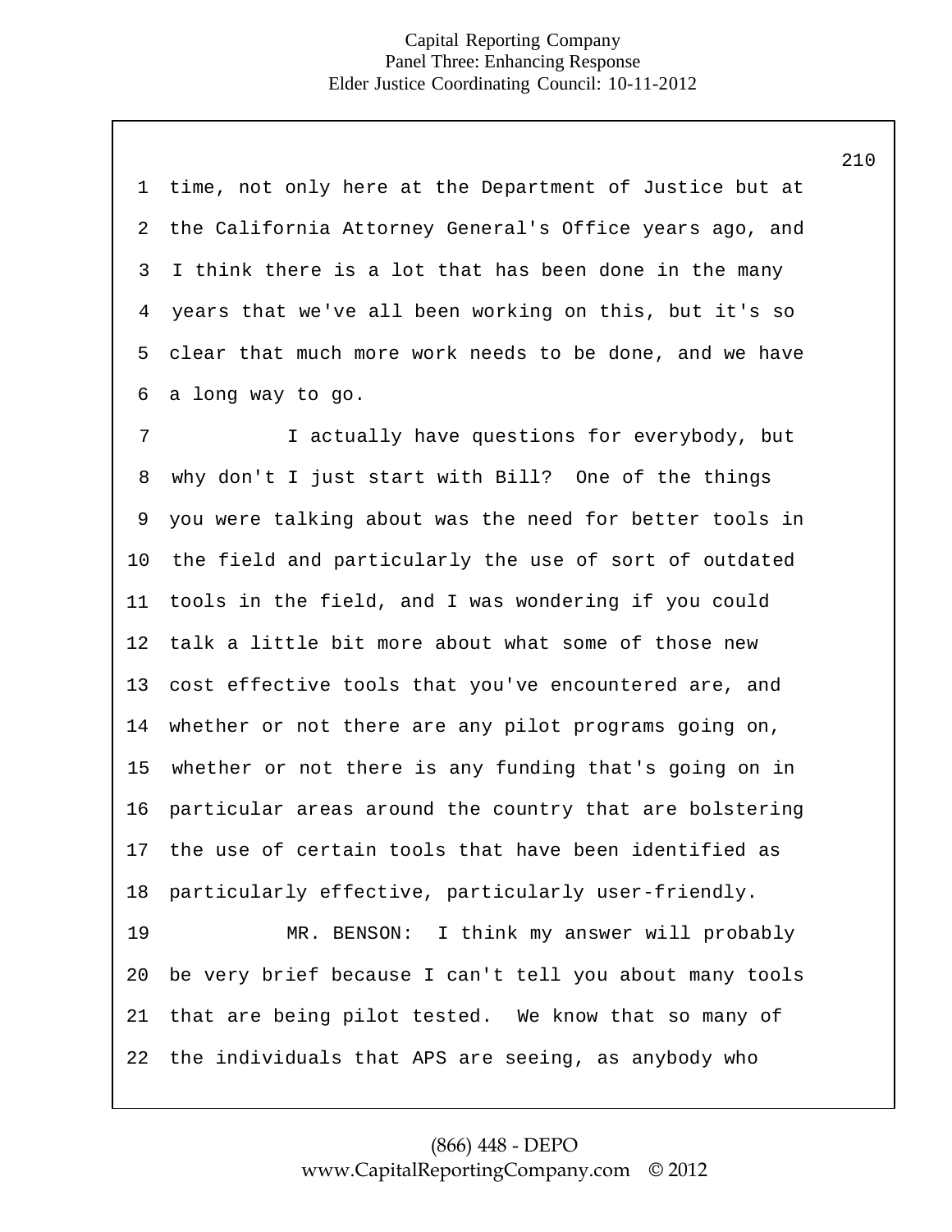time, not only here at the Department of Justice but at the California Attorney General's Office years ago, and I think there is a lot that has been done in the many years that we've all been working on this, but it's so clear that much more work needs to be done, and we have a long way to go.

I actually have questions for everybody, but why don't I just start with Bill? One of the things you were talking about was the need for better tools in the field and particularly the use of sort of outdated tools in the field, and I was wondering if you could talk a little bit more about what some of those new cost effective tools that you've encountered are, and whether or not there are any pilot programs going on, whether or not there is any funding that's going on in particular areas around the country that are bolstering the use of certain tools that have been identified as particularly effective, particularly user-friendly.

MR. BENSON: I think my answer will probably be very brief because I can't tell you about many tools that are being pilot tested. We know that so many of the individuals that APS are seeing, as anybody who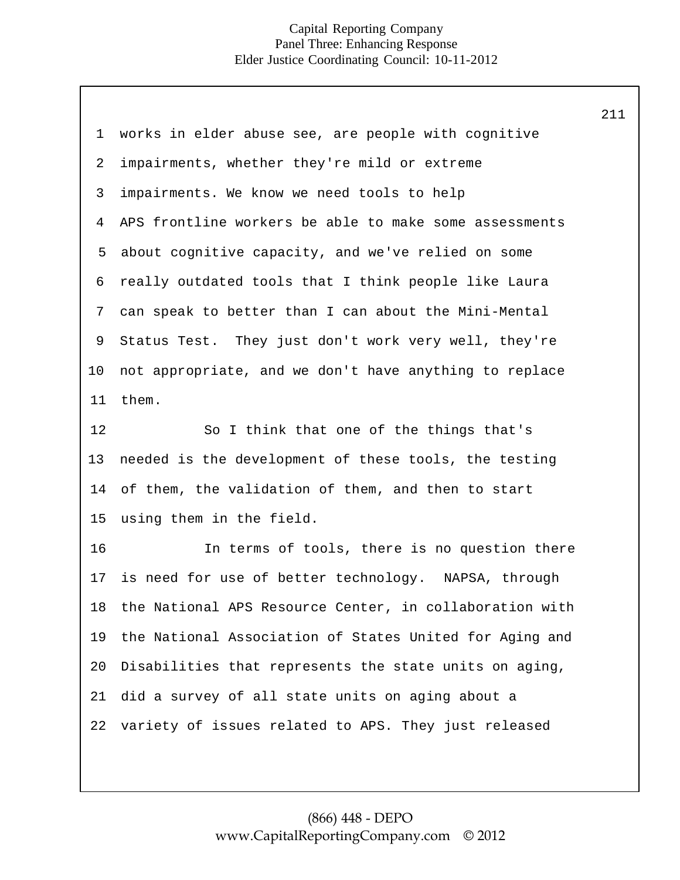works in elder abuse see, are people with cognitive impairments, whether they're mild or extreme impairments. We know we need tools to help APS frontline workers be able to make some assessments about cognitive capacity, and we've relied on some really outdated tools that I think people like Laura can speak to better than I can about the Mini-Mental Status Test. They just don't work very well, they're not appropriate, and we don't have anything to replace them.

So I think that one of the things that's needed is the development of these tools, the testing of them, the validation of them, and then to start using them in the field.

In terms of tools, there is no question there is need for use of better technology. NAPSA, through the National APS Resource Center, in collaboration with the National Association of States United for Aging and Disabilities that represents the state units on aging, did a survey of all state units on aging about a variety of issues related to APS. They just released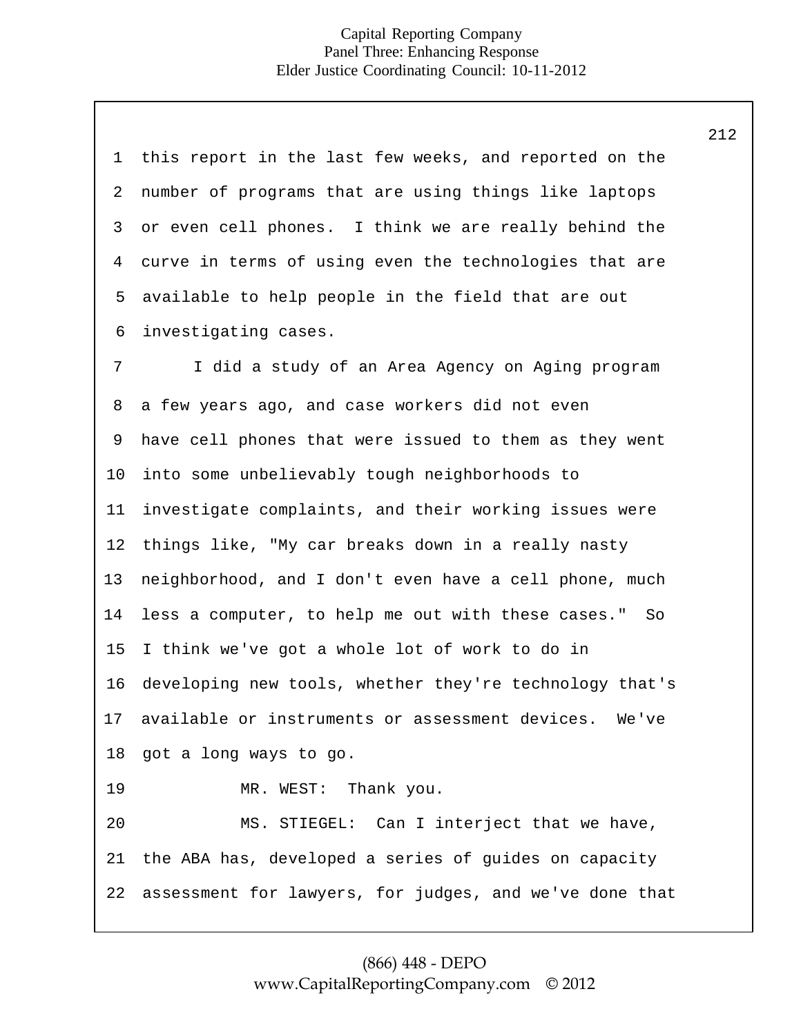this report in the last few weeks, and reported on the number of programs that are using things like laptops or even cell phones. I think we are really behind the curve in terms of using even the technologies that are available to help people in the field that are out investigating cases.

I did a study of an Area Agency on Aging program a few years ago, and case workers did not even have cell phones that were issued to them as they went into some unbelievably tough neighborhoods to investigate complaints, and their working issues were things like, "My car breaks down in a really nasty neighborhood, and I don't even have a cell phone, much less a computer, to help me out with these cases." So I think we've got a whole lot of work to do in developing new tools, whether they're technology that's available or instruments or assessment devices. We've got a long ways to go.

MR. WEST: Thank you.

MS. STIEGEL: Can I interject that we have, the ABA has, developed a series of guides on capacity assessment for lawyers, for judges, and we've done that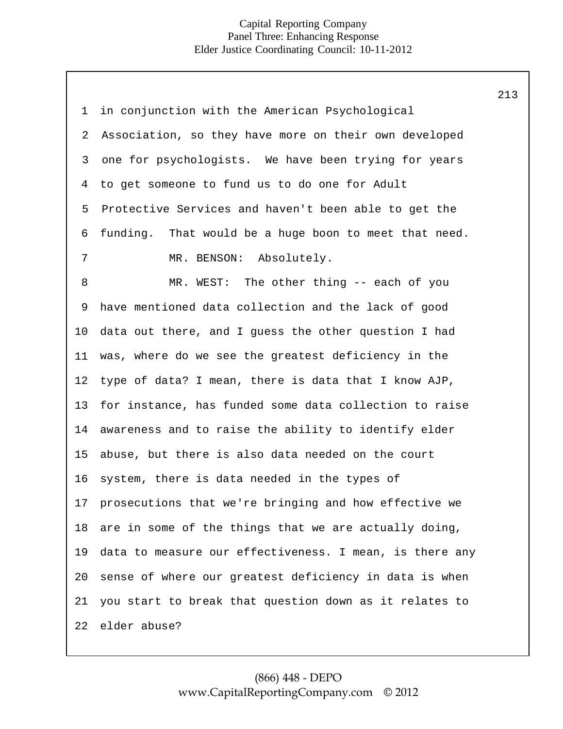in conjunction with the American Psychological Association, so they have more on their own developed one for psychologists. We have been trying for years to get someone to fund us to do one for Adult Protective Services and haven't been able to get the funding. That would be a huge boon to meet that need.

MR. BENSON: Absolutely.

MR. WEST: The other thing -- each of you have mentioned data collection and the lack of good data out there, and I guess the other question I had was, where do we see the greatest deficiency in the type of data? I mean, there is data that I know AJP, for instance, has funded some data collection to raise awareness and to raise the ability to identify elder abuse, but there is also data needed on the court system, there is data needed in the types of prosecutions that we're bringing and how effective we are in some of the things that we are actually doing, data to measure our effectiveness. I mean, is there any sense of where our greatest deficiency in data is when you start to break that question down as it relates to elder abuse?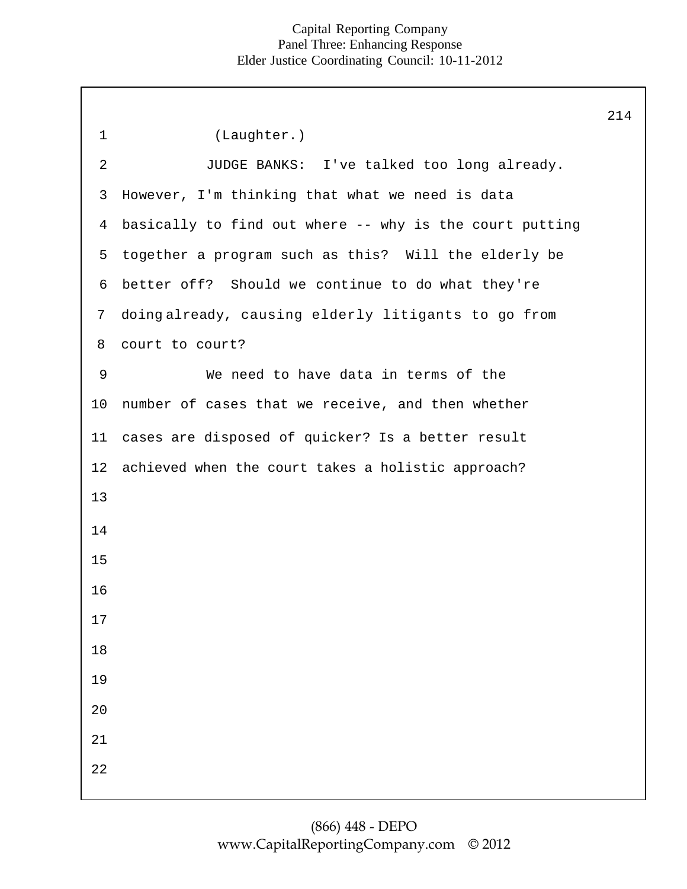(Laughter.)

JUDGE BANKS: I've talked too long already. However, I'm thinking that what we need is data basically to find out where -- why is the court putting together a program such as this? Will the elderly be better off? Should we continue to do what they're doing already, causing elderly litigants to go from court to court?

We need to have data in terms of the number of cases that we receive, and then whether cases are disposed of quicker? Is a better result achieved when the court takes a holistic approach?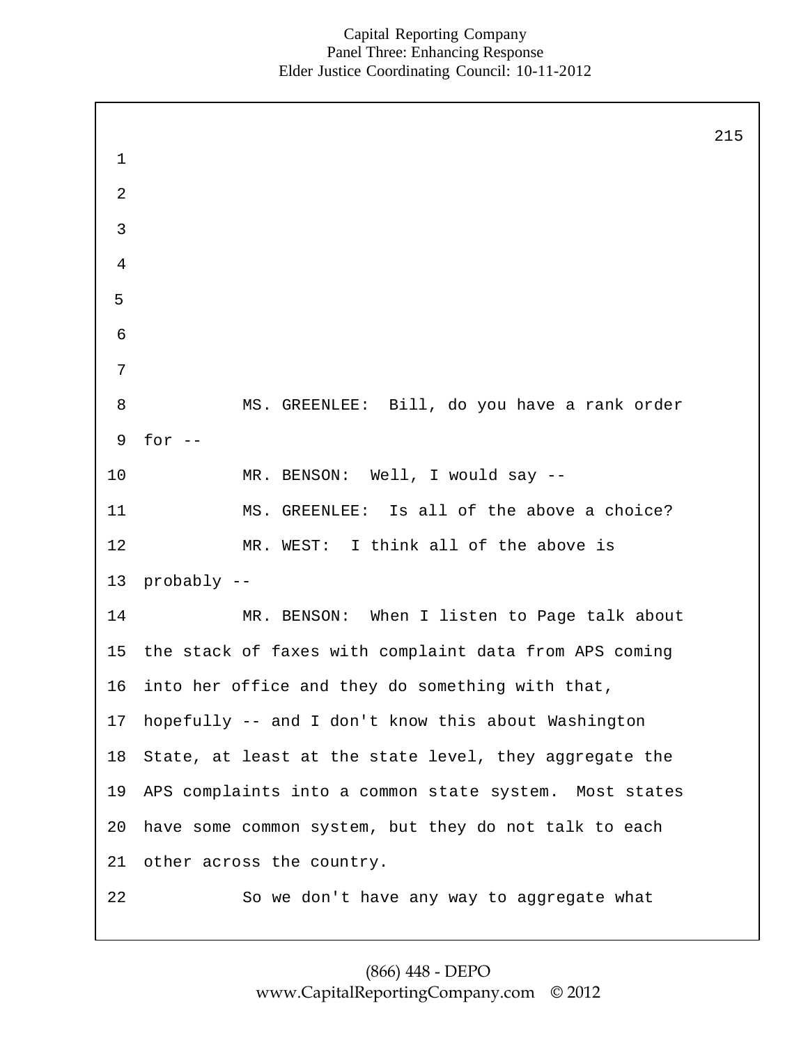MS. GREENLEE: Bill, do you have a rank order for --

MR. BENSON: Well, I would say --

MS. GREENLEE: Is all of the above a choice?

MR. WEST: I think all of the above is probably --

MR. BENSON: When I listen to Page talk about the stack of faxes with complaint data from APS coming into her office and they do something with that, hopefully -- and I don't know this about Washington State, at least at the state level, they aggregate the APS complaints into a common state system. Most states have some common system, but they do not talk to each other across the country.

So we don't have any way to aggregate what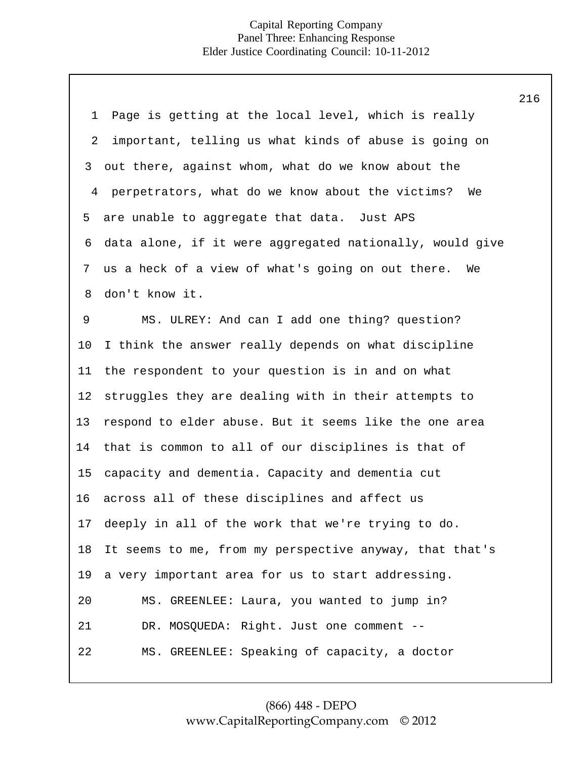Page is getting at the local level, which is really important, telling us what kinds of abuse is going on out there, against whom, what do we know about the perpetrators, what do we know about the victims? We are unable to aggregate that data. Just APS data alone, if it were aggregated nationally, would give us a heck of a view of what's going on out there. We don't know it.

MS. ULREY: And can I add one thing? question? I think the answer really depends on what discipline the respondent to your question is in and on what struggles they are dealing with in their attempts to respond to elder abuse. But it seems like the one area that is common to all of our disciplines is that of capacity and dementia. Capacity and dementia cut across all of these disciplines and affect us deeply in all of the work that we're trying to do. It seems to me, from my perspective anyway, that that's a very important area for us to start addressing.

MS. GREENLEE: Laura, you wanted to jump in?

DR. MOSQUEDA: Right. Just one comment --

MS. GREENLEE: Speaking of capacity, a doctor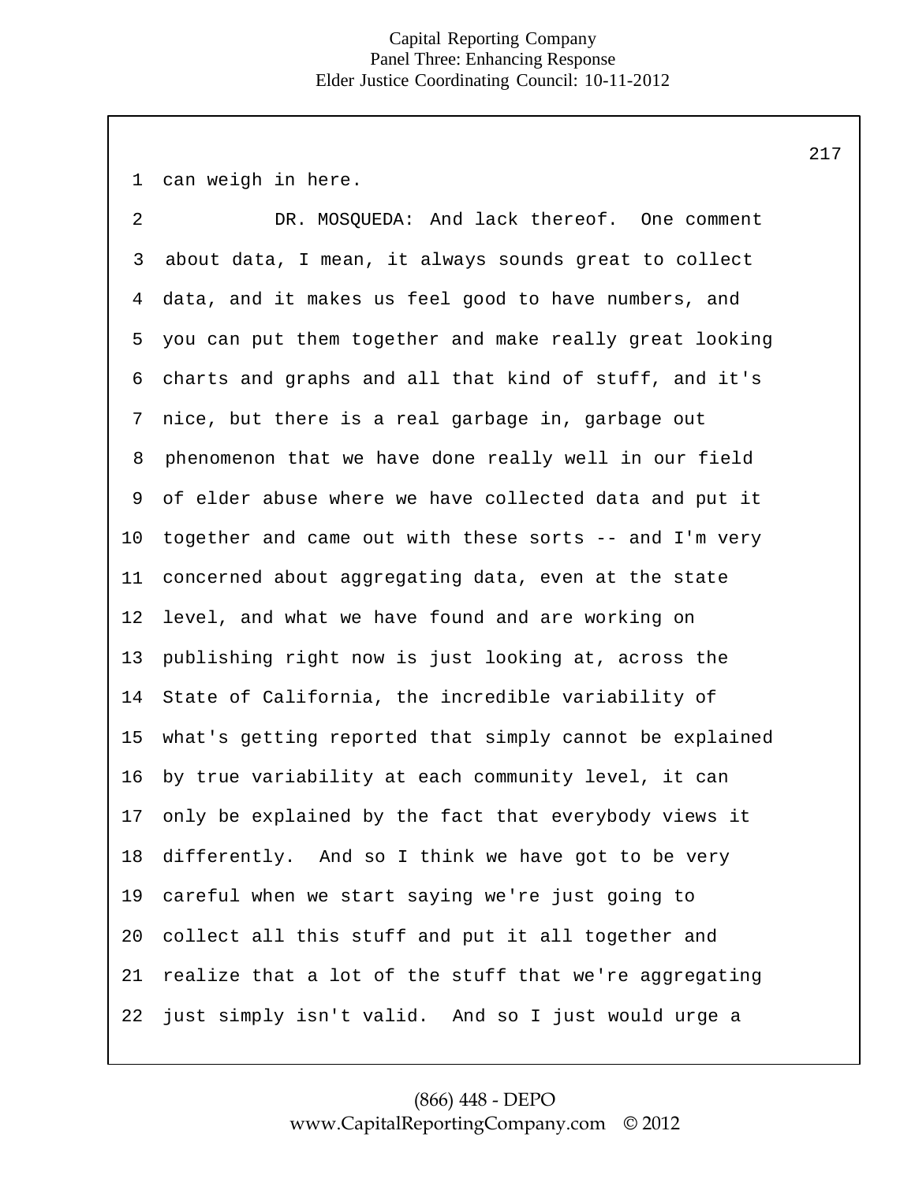can weigh in here.

DR. MOSQUEDA: And lack thereof. One comment about data, I mean, it always sounds great to collect data, and it makes us feel good to have numbers, and you can put them together and make really great looking charts and graphs and all that kind of stuff, and it's nice, but there is a real garbage in, garbage out phenomenon that we have done really well in our field of elder abuse where we have collected data and put it together and came out with these sorts -- and I'm very concerned about aggregating data, even at the state level, and what we have found and are working on publishing right now is just looking at, across the State of California, the incredible variability of what's getting reported that simply cannot be explained by true variability at each community level, it can only be explained by the fact that everybody views it differently. And so I think we have got to be very careful when we start saying we're just going to collect all this stuff and put it all together and realize that a lot of the stuff that we're aggregating just simply isn't valid. And so I just would urge a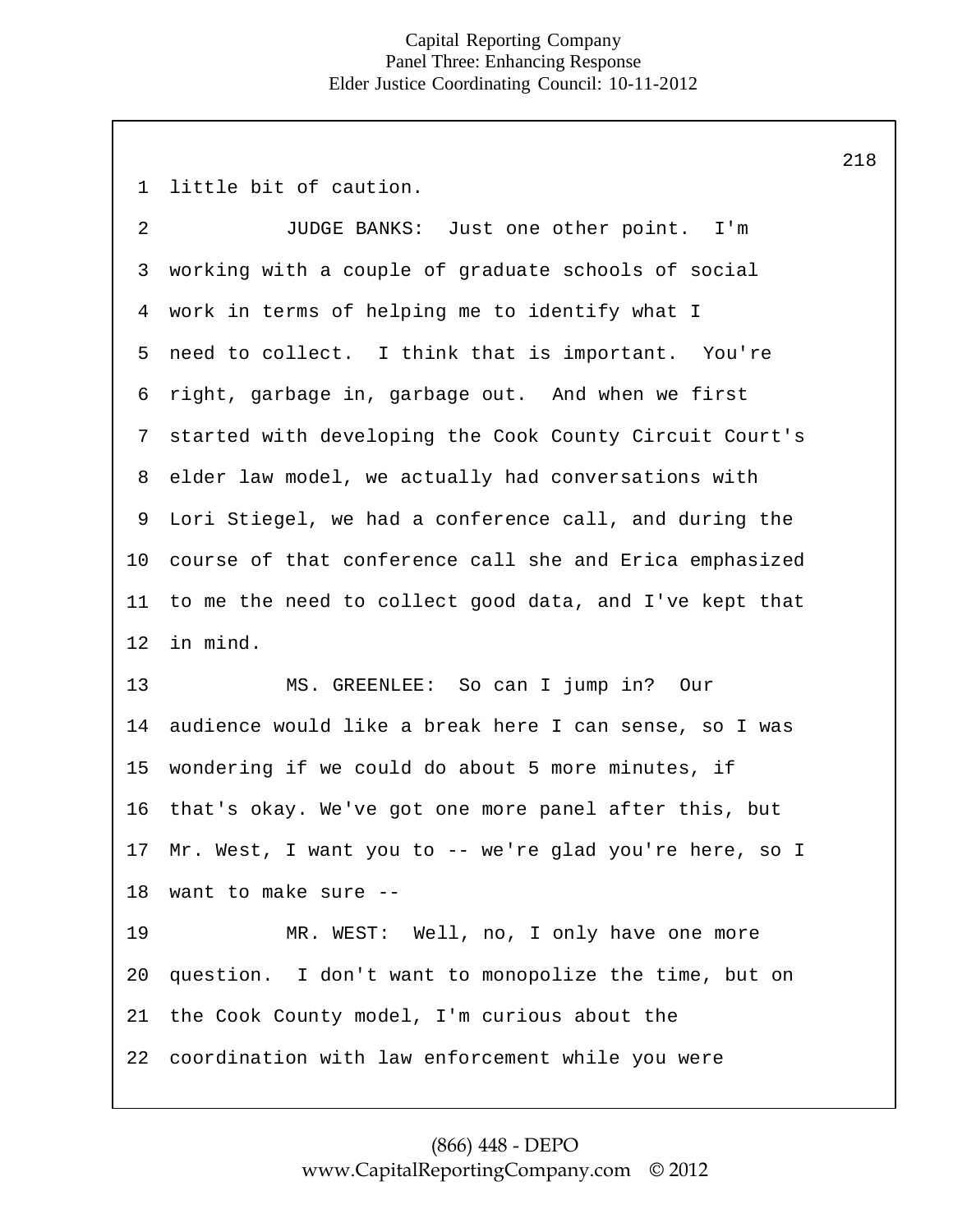little bit of caution.

JUDGE BANKS: Just one other point. I'm working with a couple of graduate schools of social work in terms of helping me to identify what I need to collect. I think that is important. You're right, garbage in, garbage out. And when we first started with developing the Cook County Circuit Court's elder law model, we actually had conversations with Lori Stiegel, we had a conference call, and during the course of that conference call she and Erica emphasized to me the need to collect good data, and I've kept that in mind.

MS. GREENLEE: So can I jump in? Our audience would like a break here I can sense, so I was wondering if we could do about 5 more minutes, if that's okay. We've got one more panel after this, but Mr. West, I want you to -- we're glad you're here, so I want to make sure --

MR. WEST: Well, no, I only have one more question. I don't want to monopolize the time, but on the Cook County model, I'm curious about the coordination with law enforcement while you were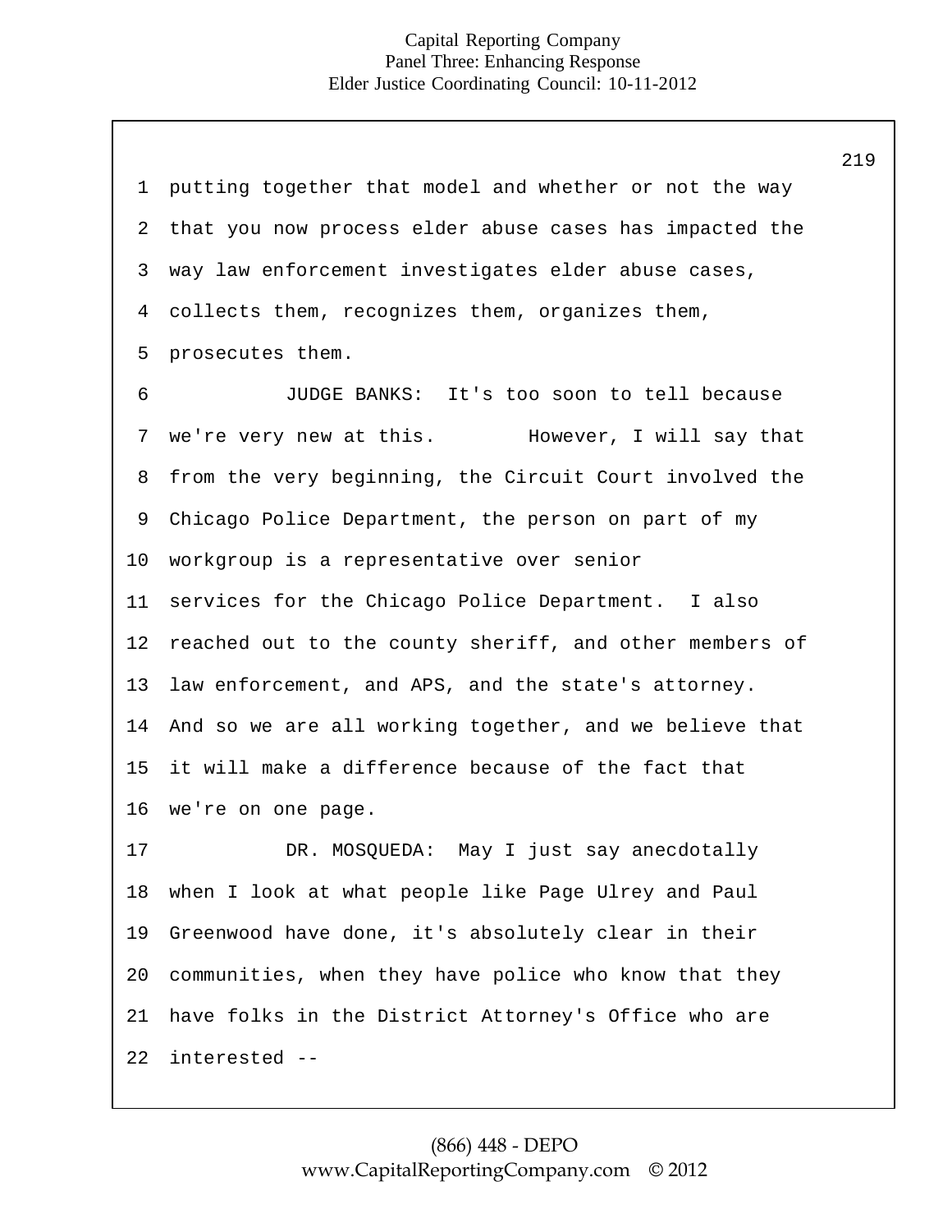putting together that model and whether or not the way that you now process elder abuse cases has impacted the way law enforcement investigates elder abuse cases, collects them, recognizes them, organizes them, prosecutes them.

JUDGE BANKS: It's too soon to tell because we're very new at this. However, I will say that from the very beginning, the Circuit Court involved the Chicago Police Department, the person on part of my workgroup is a representative over senior services for the Chicago Police Department. I also reached out to the county sheriff, and other members of law enforcement, and APS, and the state's attorney. And so we are all working together, and we believe that it will make a difference because of the fact that we're on one page.

DR. MOSQUEDA: May I just say anecdotally when I look at what people like Page Ulrey and Paul Greenwood have done, it's absolutely clear in their communities, when they have police who know that they have folks in the District Attorney's Office who are interested --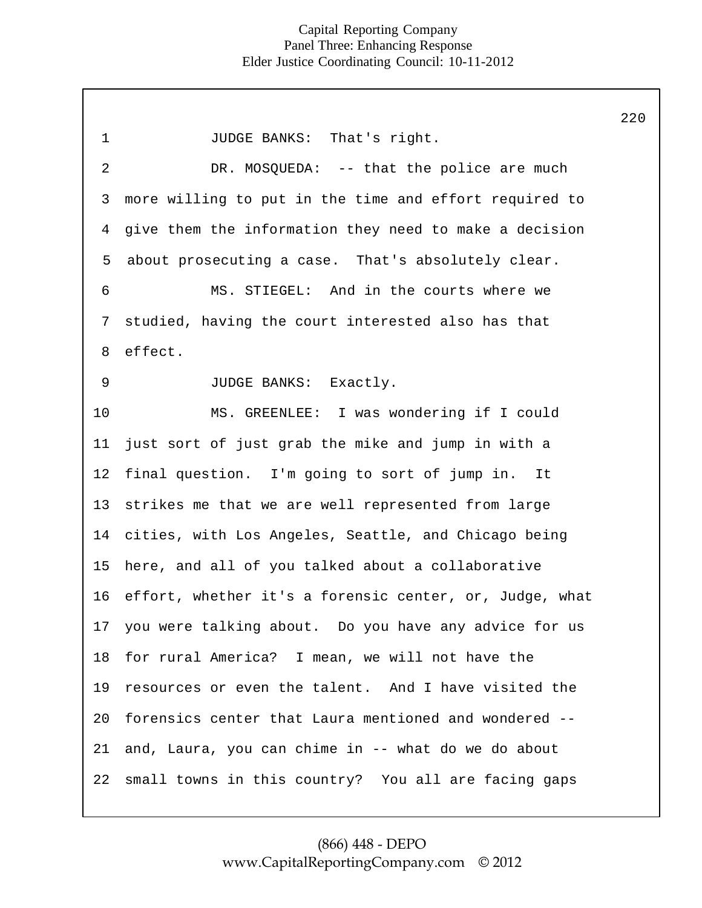JUDGE BANKS: That's right.

DR. MOSQUEDA: -- that the police are much more willing to put in the time and effort required to give them the information they need to make a decision about prosecuting a case. That's absolutely clear.

MS. STIEGEL: And in the courts where we studied, having the court interested also has that effect.

JUDGE BANKS: Exactly.

MS. GREENLEE: I was wondering if I could just sort of just grab the mike and jump in with a final question. I'm going to sort of jump in. It strikes me that we are well represented from large cities, with Los Angeles, Seattle, and Chicago being here, and all of you talked about a collaborative effort, whether it's a forensic center, or, Judge, what you were talking about. Do you have any advice for us for rural America? I mean, we will not have the resources or even the talent. And I have visited the forensics center that Laura mentioned and wondered -- and, Laura, you can chime in -- what do we do about small towns in this country? You all are facing gaps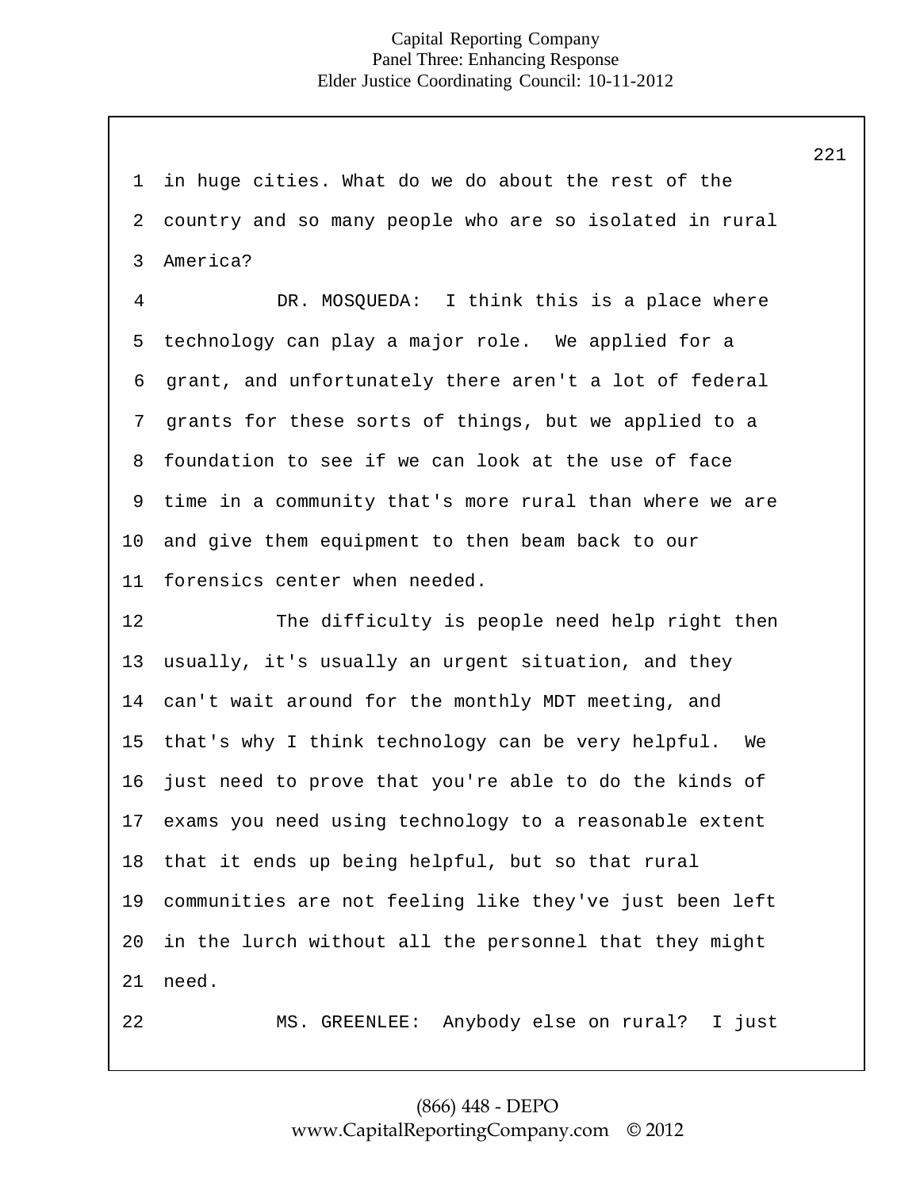in huge cities. What do we do about the rest of the country and so many people who are so isolated in rural America?

DR. MOSQUEDA: I think this is a place where technology can play a major role. We applied for a grant, and unfortunately there aren't a lot of federal grants for these sorts of things, but we applied to a foundation to see if we can look at the use of face time in a community that's more rural than where we are and give them equipment to then beam back to our forensics center when needed.

The difficulty is people need help right then usually, it's usually an urgent situation, and they can't wait around for the monthly MDT meeting, and that's why I think technology can be very helpful. We just need to prove that you're able to do the kinds of exams you need using technology to a reasonable extent that it ends up being helpful, but so that rural communities are not feeling like they've just been left in the lurch without all the personnel that they might need.

MS. GREENLEE: Anybody else on rural? I just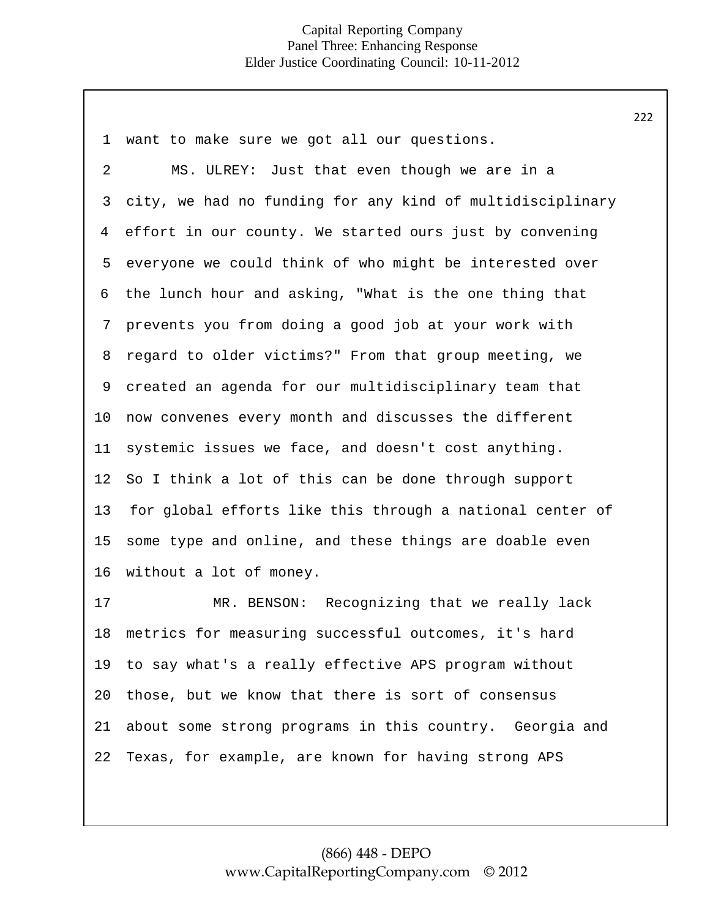want to make sure we got all our questions.

MS. ULREY: Just that even though we are in a city, we had no funding for any kind of multidisciplinary effort in our county. We started ours just by convening everyone we could think of who might be interested over the lunch hour and asking, "What is the one thing that prevents you from doing a good job at your work with regard to older victims?" From that group meeting, we created an agenda for our multidisciplinary team that now convenes every month and discusses the different systemic issues we face, and doesn't cost anything. So I think a lot of this can be done through support for global efforts like this through a national center of some type and online, and these things are doable even without a lot of money.

MR. BENSON: Recognizing that we really lack metrics for measuring successful outcomes, it's hard to say what's a really effective APS program without those, but we know that there is sort of consensus about some strong programs in this country. Georgia and Texas, for example, are known for having strong APS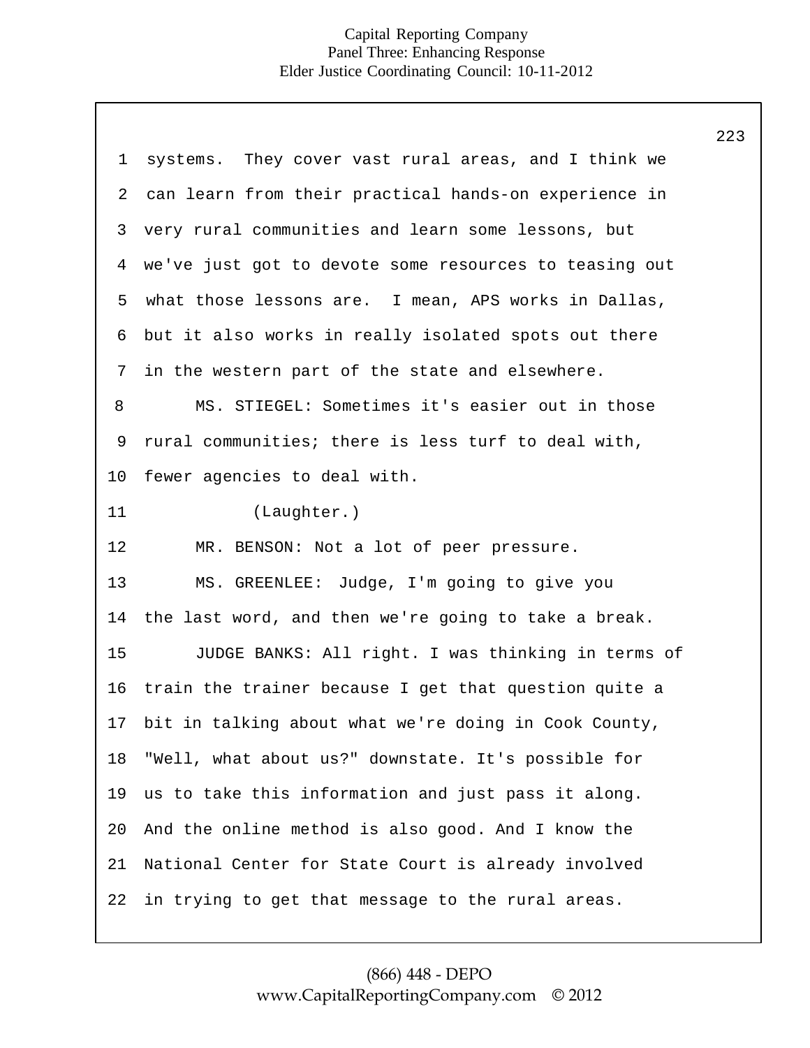systems. They cover vast rural areas, and I think we can learn from their practical hands-on experience in very rural communities and learn some lessons, but we've just got to devote some resources to teasing out what those lessons are. I mean, APS works in Dallas, but it also works in really isolated spots out there in the western part of the state and elsewhere.

MS. STIEGEL: Sometimes it's easier out in those rural communities; there is less turf to deal with, fewer agencies to deal with.

(Laughter.)

MR. BENSON: Not a lot of peer pressure.

MS. GREENLEE: Judge, I'm going to give you the last word, and then we're going to take a break.

JUDGE BANKS: All right. I was thinking in terms of train the trainer because I get that question quite a bit in talking about what we're doing in Cook County, "Well, what about us?" downstate. It's possible for us to take this information and just pass it along. And the online method is also good. And I know the National Center for State Court is already involved in trying to get that message to the rural areas.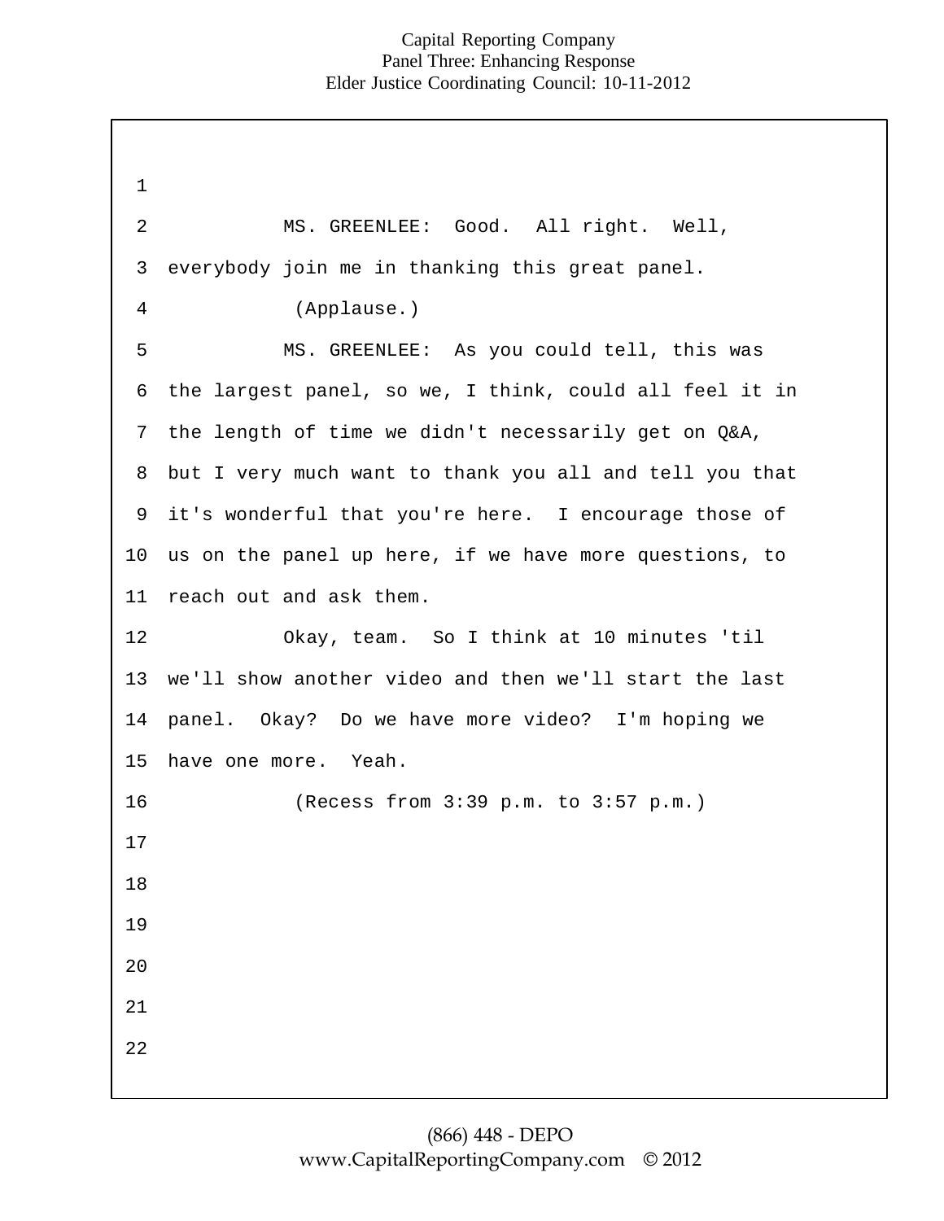MS. GREENLEE: Good. All right. Well, everybody join me in thanking this great panel.

(Applause.)

MS. GREENLEE: As you could tell, this was the largest panel, so we, I think, could all feel it in the length of time we didn't necessarily get on Q&A, but I very much want to thank you all and tell you that it's wonderful that you're here. I encourage those of us on the panel up here, if we have more questions, to reach out and ask them.

Okay, team. So I think at 10 minutes 'til we'll show another video and then we'll start the last panel. Okay? Do we have more video? I'm hoping we have one more. Yeah.

(Recess from 3:39 p.m. to 3:57 p.m.)